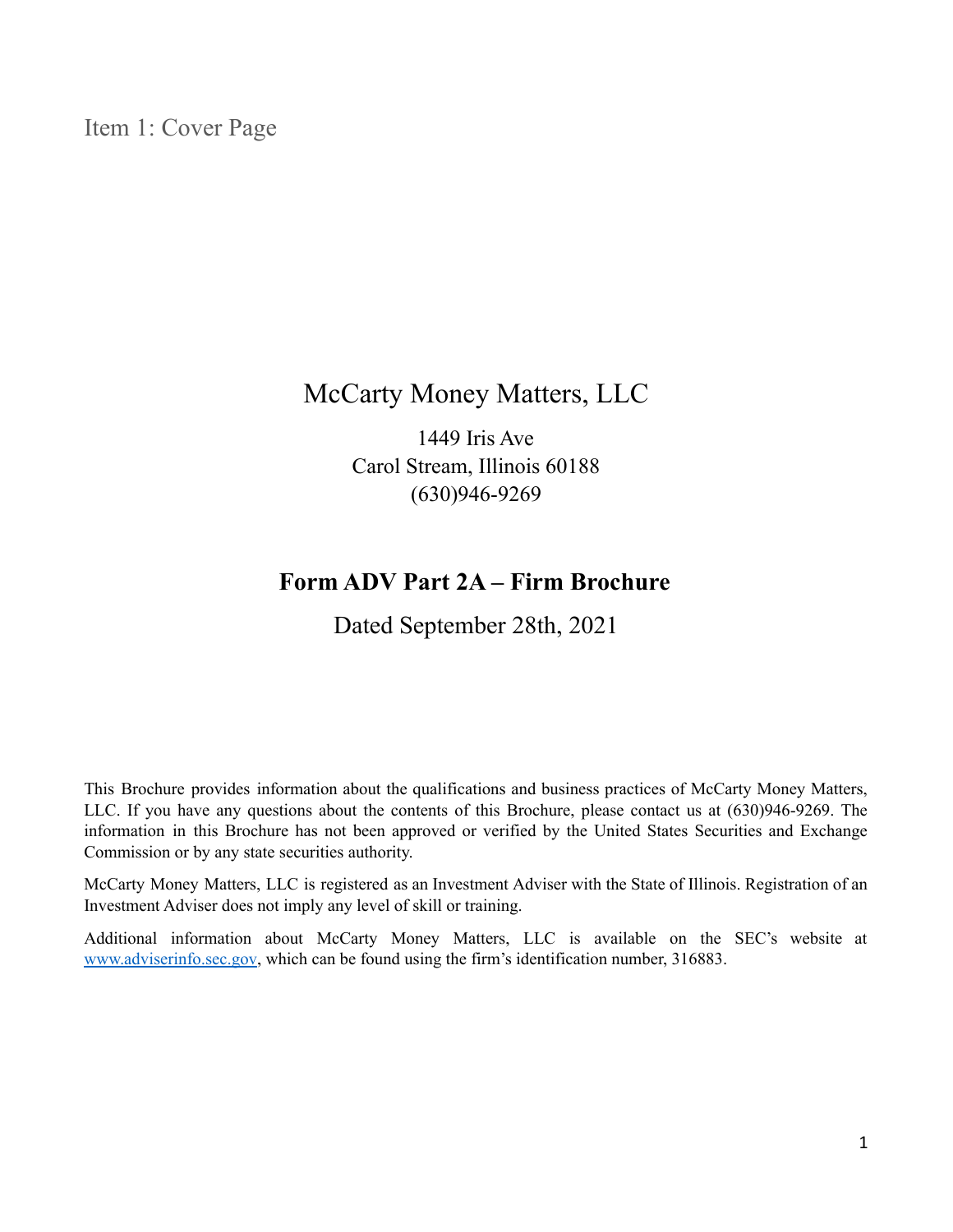# Item 1: Cover Page

## McCarty Money Matters, LLC

1449 Iris Ave
Carol Stream, Illinois 60188
(630)946-9269

## **Form ADV Part 2A – Firm Brochure**

Dated September 28th, 2021

This Brochure provides information about the qualifications and business practices of McCarty Money Matters, LLC. If you have any questions about the contents of this Brochure, please contact us at (630)946-9269. The information in this Brochure has not been approved or verified by the United States Securities and Exchange Commission or by any state securities authority.

McCarty Money Matters, LLC is registered as an Investment Adviser with the State of Illinois. Registration of an Investment Adviser does not imply any level of skill or training.

Additional information about McCarty Money Matters, LLC is available on the SEC's website at www.adviserinfo.sec.gov, which can be found using the firm's identification number, 316883.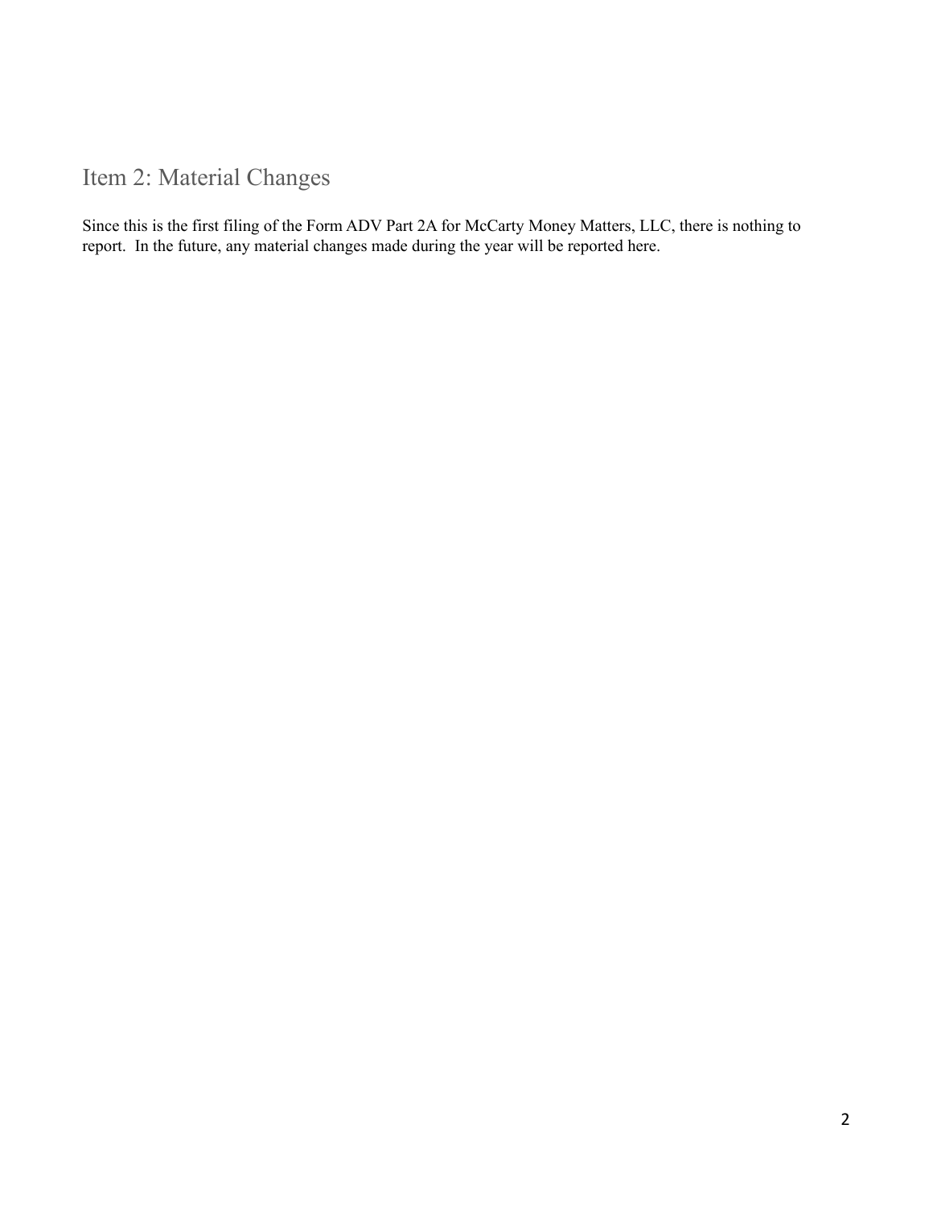## Item 2: Material Changes

Since this is the first filing of the Form ADV Part 2A for McCarty Money Matters, LLC, there is nothing to report. In the future, any material changes made during the year will be reported here.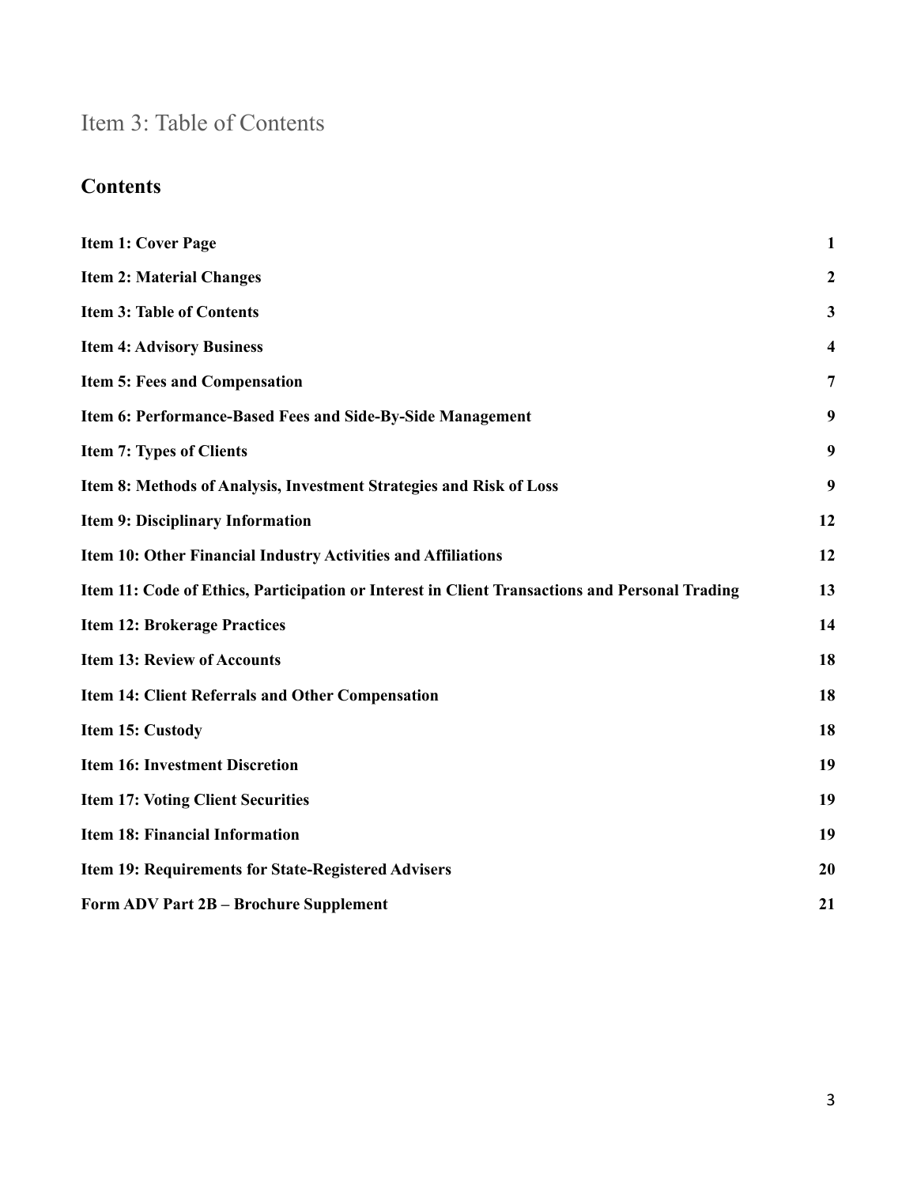# Item 3: Table of Contents

## Contents

| | |
|---|---|
| **Item 1: Cover Page** | **1** |
| **Item 2: Material Changes** | **2** |
| **Item 3: Table of Contents** | **3** |
| **Item 4: Advisory Business** | **4** |
| **Item 5: Fees and Compensation** | **7** |
| **Item 6: Performance-Based Fees and Side-By-Side Management** | **9** |
| **Item 7: Types of Clients** | **9** |
| **Item 8: Methods of Analysis, Investment Strategies and Risk of Loss** | **9** |
| **Item 9: Disciplinary Information** | **12** |
| **Item 10: Other Financial Industry Activities and Affiliations** | **12** |
| **Item 11: Code of Ethics, Participation or Interest in Client Transactions and Personal Trading** | **13** |
| **Item 12: Brokerage Practices** | **14** |
| **Item 13: Review of Accounts** | **18** |
| **Item 14: Client Referrals and Other Compensation** | **18** |
| **Item 15: Custody** | **18** |
| **Item 16: Investment Discretion** | **19** |
| **Item 17: Voting Client Securities** | **19** |
| **Item 18: Financial Information** | **19** |
| **Item 19: Requirements for State-Registered Advisers** | **20** |
| **Form ADV Part 2B – Brochure Supplement** | **21** |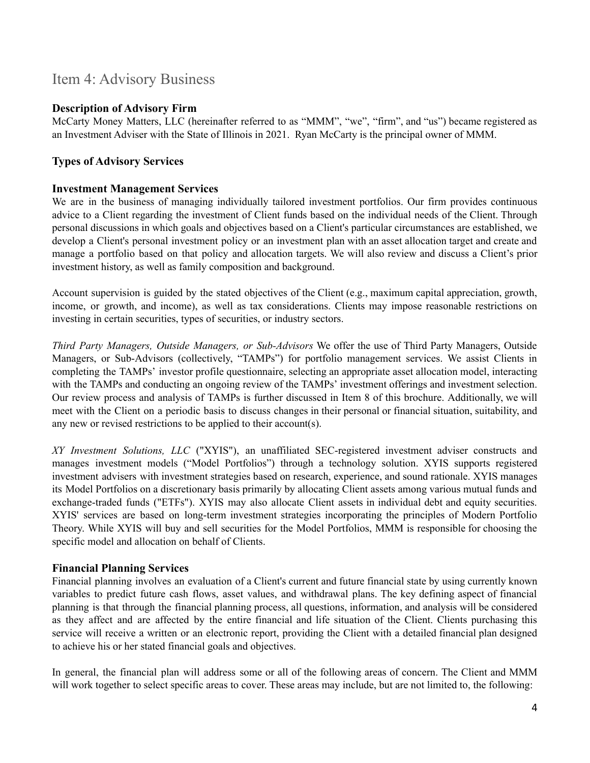# Item 4: Advisory Business

### Description of Advisory Firm

McCarty Money Matters, LLC (hereinafter referred to as "MMM", "we", "firm", and "us") became registered as an Investment Adviser with the State of Illinois in 2021. Ryan McCarty is the principal owner of MMM.

### Types of Advisory Services

### Investment Management Services

We are in the business of managing individually tailored investment portfolios. Our firm provides continuous advice to a Client regarding the investment of Client funds based on the individual needs of the Client. Through personal discussions in which goals and objectives based on a Client's particular circumstances are established, we develop a Client's personal investment policy or an investment plan with an asset allocation target and create and manage a portfolio based on that policy and allocation targets. We will also review and discuss a Client's prior investment history, as well as family composition and background.

Account supervision is guided by the stated objectives of the Client (e.g., maximum capital appreciation, growth, income, or growth, and income), as well as tax considerations. Clients may impose reasonable restrictions on investing in certain securities, types of securities, or industry sectors.

*Third Party Managers, Outside Managers, or Sub-Advisors* We offer the use of Third Party Managers, Outside Managers, or Sub-Advisors (collectively, "TAMPs") for portfolio management services. We assist Clients in completing the TAMPs' investor profile questionnaire, selecting an appropriate asset allocation model, interacting with the TAMPs and conducting an ongoing review of the TAMPs' investment offerings and investment selection. Our review process and analysis of TAMPs is further discussed in Item 8 of this brochure. Additionally, we will meet with the Client on a periodic basis to discuss changes in their personal or financial situation, suitability, and any new or revised restrictions to be applied to their account(s).

*XY Investment Solutions, LLC* ("XYIS"), an unaffiliated SEC-registered investment adviser constructs and manages investment models ("Model Portfolios") through a technology solution. XYIS supports registered investment advisers with investment strategies based on research, experience, and sound rationale. XYIS manages its Model Portfolios on a discretionary basis primarily by allocating Client assets among various mutual funds and exchange-traded funds ("ETFs"). XYIS may also allocate Client assets in individual debt and equity securities. XYIS' services are based on long-term investment strategies incorporating the principles of Modern Portfolio Theory. While XYIS will buy and sell securities for the Model Portfolios, MMM is responsible for choosing the specific model and allocation on behalf of Clients.

### Financial Planning Services

Financial planning involves an evaluation of a Client's current and future financial state by using currently known variables to predict future cash flows, asset values, and withdrawal plans. The key defining aspect of financial planning is that through the financial planning process, all questions, information, and analysis will be considered as they affect and are affected by the entire financial and life situation of the Client. Clients purchasing this service will receive a written or an electronic report, providing the Client with a detailed financial plan designed to achieve his or her stated financial goals and objectives.

In general, the financial plan will address some or all of the following areas of concern. The Client and MMM will work together to select specific areas to cover. These areas may include, but are not limited to, the following: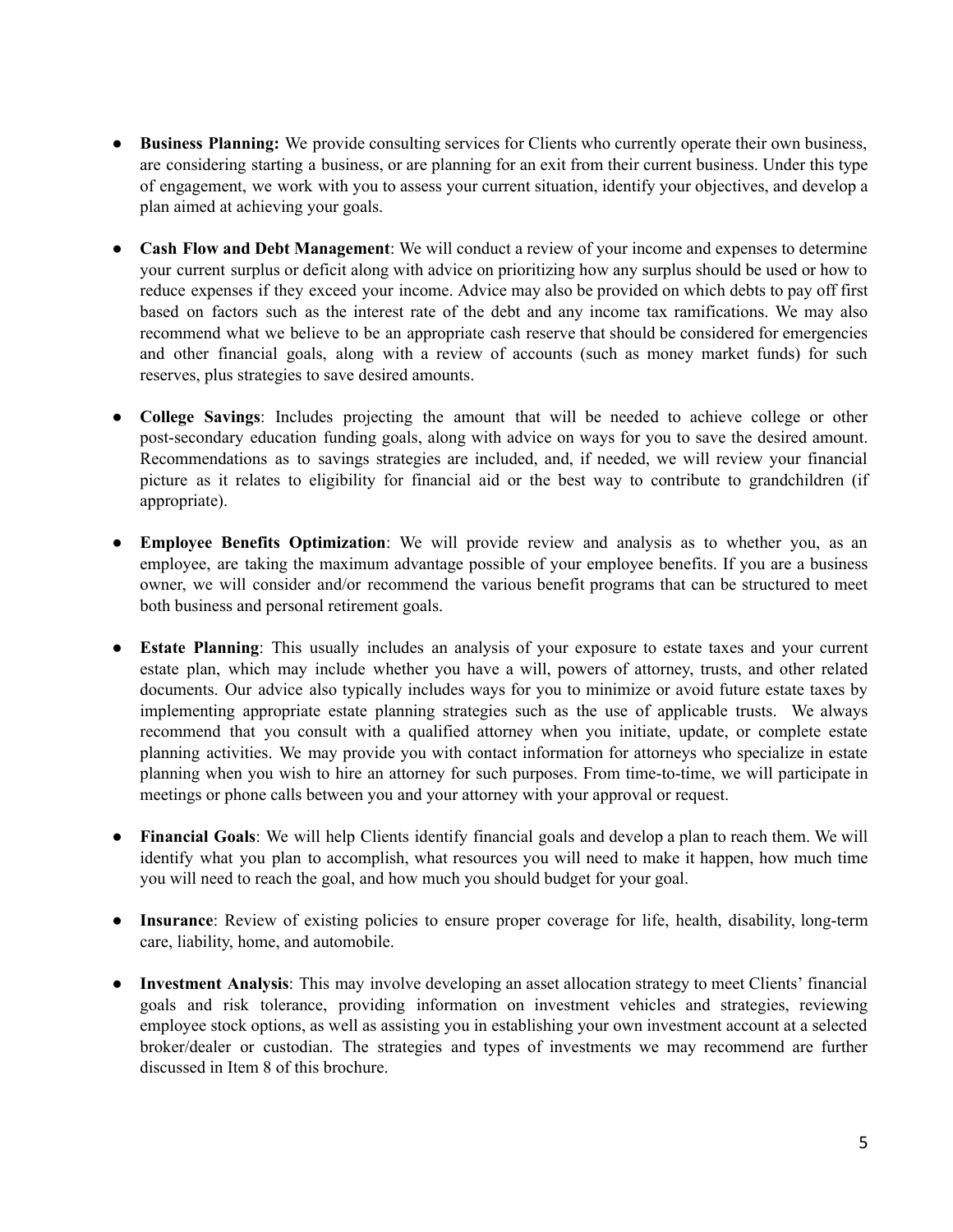- **Business Planning:** We provide consulting services for Clients who currently operate their own business, are considering starting a business, or are planning for an exit from their current business. Under this type of engagement, we work with you to assess your current situation, identify your objectives, and develop a plan aimed at achieving your goals.

- **Cash Flow and Debt Management**: We will conduct a review of your income and expenses to determine your current surplus or deficit along with advice on prioritizing how any surplus should be used or how to reduce expenses if they exceed your income. Advice may also be provided on which debts to pay off first based on factors such as the interest rate of the debt and any income tax ramifications. We may also recommend what we believe to be an appropriate cash reserve that should be considered for emergencies and other financial goals, along with a review of accounts (such as money market funds) for such reserves, plus strategies to save desired amounts.

- **College Savings**: Includes projecting the amount that will be needed to achieve college or other post-secondary education funding goals, along with advice on ways for you to save the desired amount. Recommendations as to savings strategies are included, and, if needed, we will review your financial picture as it relates to eligibility for financial aid or the best way to contribute to grandchildren (if appropriate).

- **Employee Benefits Optimization**: We will provide review and analysis as to whether you, as an employee, are taking the maximum advantage possible of your employee benefits. If you are a business owner, we will consider and/or recommend the various benefit programs that can be structured to meet both business and personal retirement goals.

- **Estate Planning**: This usually includes an analysis of your exposure to estate taxes and your current estate plan, which may include whether you have a will, powers of attorney, trusts, and other related documents. Our advice also typically includes ways for you to minimize or avoid future estate taxes by implementing appropriate estate planning strategies such as the use of applicable trusts. We always recommend that you consult with a qualified attorney when you initiate, update, or complete estate planning activities. We may provide you with contact information for attorneys who specialize in estate planning when you wish to hire an attorney for such purposes. From time-to-time, we will participate in meetings or phone calls between you and your attorney with your approval or request.

- **Financial Goals**: We will help Clients identify financial goals and develop a plan to reach them. We will identify what you plan to accomplish, what resources you will need to make it happen, how much time you will need to reach the goal, and how much you should budget for your goal.

- **Insurance**: Review of existing policies to ensure proper coverage for life, health, disability, long-term care, liability, home, and automobile.

- **Investment Analysis**: This may involve developing an asset allocation strategy to meet Clients' financial goals and risk tolerance, providing information on investment vehicles and strategies, reviewing employee stock options, as well as assisting you in establishing your own investment account at a selected broker/dealer or custodian. The strategies and types of investments we may recommend are further discussed in Item 8 of this brochure.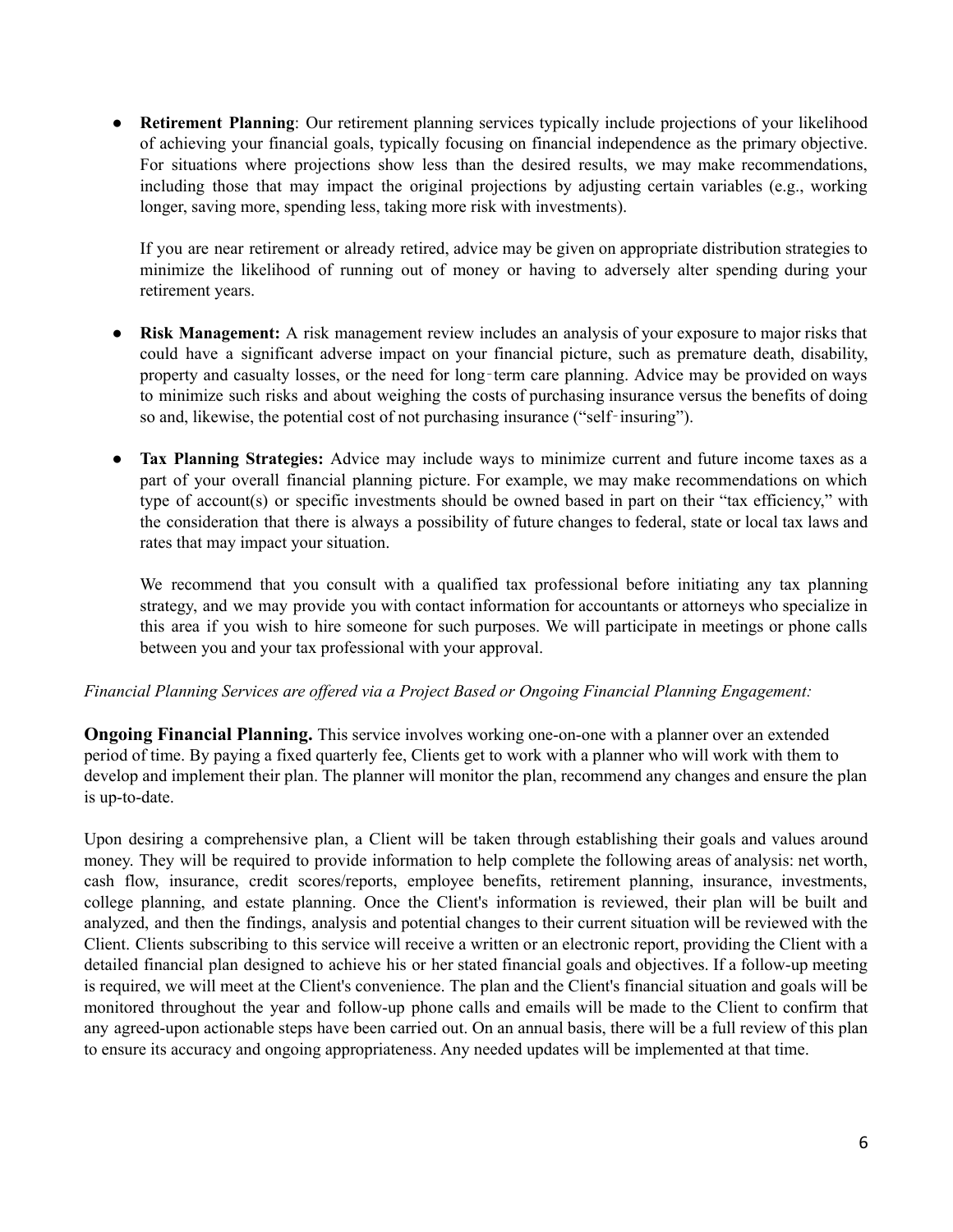- **Retirement Planning**: Our retirement planning services typically include projections of your likelihood of achieving your financial goals, typically focusing on financial independence as the primary objective. For situations where projections show less than the desired results, we may make recommendations, including those that may impact the original projections by adjusting certain variables (e.g., working longer, saving more, spending less, taking more risk with investments).

  If you are near retirement or already retired, advice may be given on appropriate distribution strategies to minimize the likelihood of running out of money or having to adversely alter spending during your retirement years.

- **Risk Management:** A risk management review includes an analysis of your exposure to major risks that could have a significant adverse impact on your financial picture, such as premature death, disability, property and casualty losses, or the need for long‑term care planning. Advice may be provided on ways to minimize such risks and about weighing the costs of purchasing insurance versus the benefits of doing so and, likewise, the potential cost of not purchasing insurance ("self‑insuring").

- **Tax Planning Strategies:** Advice may include ways to minimize current and future income taxes as a part of your overall financial planning picture. For example, we may make recommendations on which type of account(s) or specific investments should be owned based in part on their "tax efficiency," with the consideration that there is always a possibility of future changes to federal, state or local tax laws and rates that may impact your situation.

  We recommend that you consult with a qualified tax professional before initiating any tax planning strategy, and we may provide you with contact information for accountants or attorneys who specialize in this area if you wish to hire someone for such purposes. We will participate in meetings or phone calls between you and your tax professional with your approval.

*Financial Planning Services are offered via a Project Based or Ongoing Financial Planning Engagement:*

**Ongoing Financial Planning.** This service involves working one-on-one with a planner over an extended period of time. By paying a fixed quarterly fee, Clients get to work with a planner who will work with them to develop and implement their plan. The planner will monitor the plan, recommend any changes and ensure the plan is up-to-date.

Upon desiring a comprehensive plan, a Client will be taken through establishing their goals and values around money. They will be required to provide information to help complete the following areas of analysis: net worth, cash flow, insurance, credit scores/reports, employee benefits, retirement planning, insurance, investments, college planning, and estate planning. Once the Client's information is reviewed, their plan will be built and analyzed, and then the findings, analysis and potential changes to their current situation will be reviewed with the Client. Clients subscribing to this service will receive a written or an electronic report, providing the Client with a detailed financial plan designed to achieve his or her stated financial goals and objectives. If a follow-up meeting is required, we will meet at the Client's convenience. The plan and the Client's financial situation and goals will be monitored throughout the year and follow-up phone calls and emails will be made to the Client to confirm that any agreed-upon actionable steps have been carried out. On an annual basis, there will be a full review of this plan to ensure its accuracy and ongoing appropriateness. Any needed updates will be implemented at that time.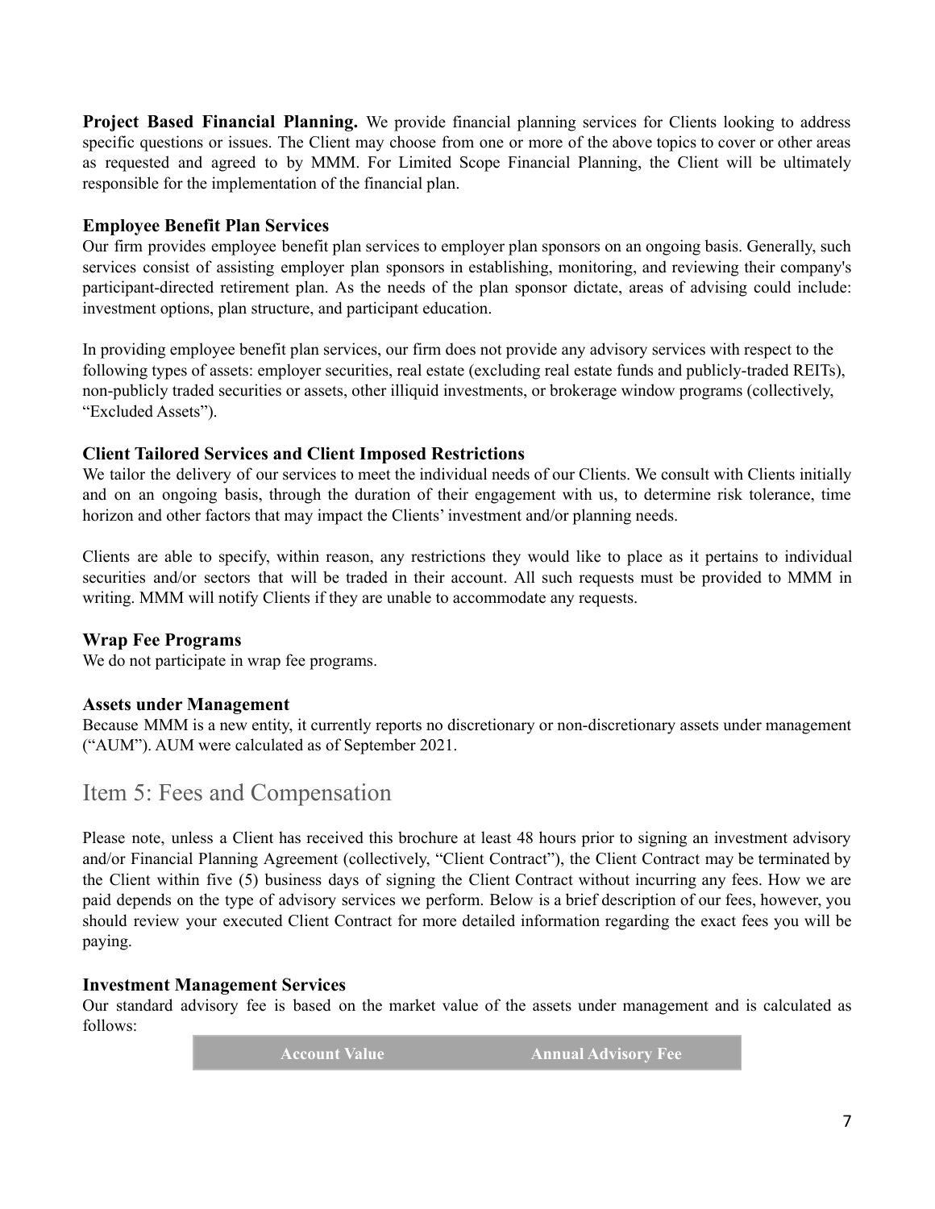**Project Based Financial Planning.** We provide financial planning services for Clients looking to address specific questions or issues. The Client may choose from one or more of the above topics to cover or other areas as requested and agreed to by MMM. For Limited Scope Financial Planning, the Client will be ultimately responsible for the implementation of the financial plan.

### Employee Benefit Plan Services

Our firm provides employee benefit plan services to employer plan sponsors on an ongoing basis. Generally, such services consist of assisting employer plan sponsors in establishing, monitoring, and reviewing their company's participant-directed retirement plan. As the needs of the plan sponsor dictate, areas of advising could include: investment options, plan structure, and participant education.

In providing employee benefit plan services, our firm does not provide any advisory services with respect to the following types of assets: employer securities, real estate (excluding real estate funds and publicly-traded REITs), non-publicly traded securities or assets, other illiquid investments, or brokerage window programs (collectively, "Excluded Assets").

### Client Tailored Services and Client Imposed Restrictions

We tailor the delivery of our services to meet the individual needs of our Clients. We consult with Clients initially and on an ongoing basis, through the duration of their engagement with us, to determine risk tolerance, time horizon and other factors that may impact the Clients' investment and/or planning needs.

Clients are able to specify, within reason, any restrictions they would like to place as it pertains to individual securities and/or sectors that will be traded in their account. All such requests must be provided to MMM in writing. MMM will notify Clients if they are unable to accommodate any requests.

### Wrap Fee Programs

We do not participate in wrap fee programs.

### Assets under Management

Because MMM is a new entity, it currently reports no discretionary or non-discretionary assets under management ("AUM"). AUM were calculated as of September 2021.

## Item 5: Fees and Compensation

Please note, unless a Client has received this brochure at least 48 hours prior to signing an investment advisory and/or Financial Planning Agreement (collectively, "Client Contract"), the Client Contract may be terminated by the Client within five (5) business days of signing the Client Contract without incurring any fees. How we are paid depends on the type of advisory services we perform. Below is a brief description of our fees, however, you should review your executed Client Contract for more detailed information regarding the exact fees you will be paying.

### Investment Management Services

Our standard advisory fee is based on the market value of the assets under management and is calculated as follows:

| Account Value | Annual Advisory Fee |
| --- | --- |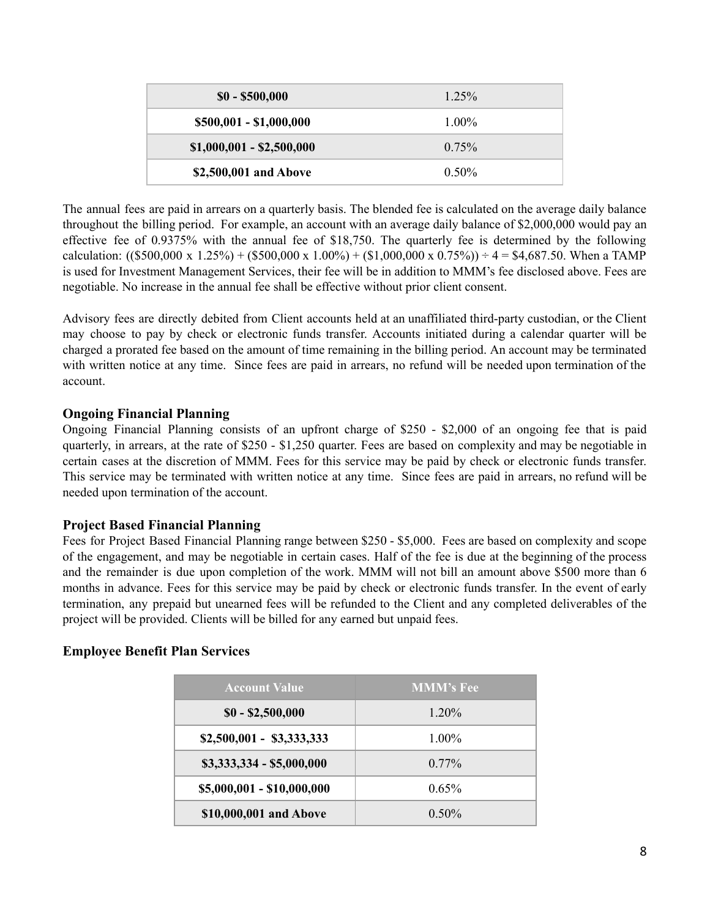| $0 - $500,000 | 1.25% |
|---|---|
| $500,001 - $1,000,000 | 1.00% |
| $1,000,001 - $2,500,000 | 0.75% |
| $2,500,001 and Above | 0.50% |

The annual fees are paid in arrears on a quarterly basis. The blended fee is calculated on the average daily balance throughout the billing period. For example, an account with an average daily balance of $2,000,000 would pay an effective fee of 0.9375% with the annual fee of $18,750. The quarterly fee is determined by the following calculation: (($500,000 x 1.25%) + ($500,000 x 1.00%) + ($1,000,000 x 0.75%)) ÷ 4 = $4,687.50. When a TAMP is used for Investment Management Services, their fee will be in addition to MMM's fee disclosed above. Fees are negotiable. No increase in the annual fee shall be effective without prior client consent.

Advisory fees are directly debited from Client accounts held at an unaffiliated third-party custodian, or the Client may choose to pay by check or electronic funds transfer. Accounts initiated during a calendar quarter will be charged a prorated fee based on the amount of time remaining in the billing period. An account may be terminated with written notice at any time. Since fees are paid in arrears, no refund will be needed upon termination of the account.

### Ongoing Financial Planning

Ongoing Financial Planning consists of an upfront charge of $250 - $2,000 of an ongoing fee that is paid quarterly, in arrears, at the rate of $250 - $1,250 quarter. Fees are based on complexity and may be negotiable in certain cases at the discretion of MMM. Fees for this service may be paid by check or electronic funds transfer. This service may be terminated with written notice at any time. Since fees are paid in arrears, no refund will be needed upon termination of the account.

### Project Based Financial Planning

Fees for Project Based Financial Planning range between $250 - $5,000. Fees are based on complexity and scope of the engagement, and may be negotiable in certain cases. Half of the fee is due at the beginning of the process and the remainder is due upon completion of the work. MMM will not bill an amount above $500 more than 6 months in advance. Fees for this service may be paid by check or electronic funds transfer. In the event of early termination, any prepaid but unearned fees will be refunded to the Client and any completed deliverables of the project will be provided. Clients will be billed for any earned but unpaid fees.

### Employee Benefit Plan Services

| Account Value | MMM's Fee |
|---|---|
| $0 - $2,500,000 | 1.20% |
| $2,500,001 - $3,333,333 | 1.00% |
| $3,333,334 - $5,000,000 | 0.77% |
| $5,000,001 - $10,000,000 | 0.65% |
| $10,000,001 and Above | 0.50% |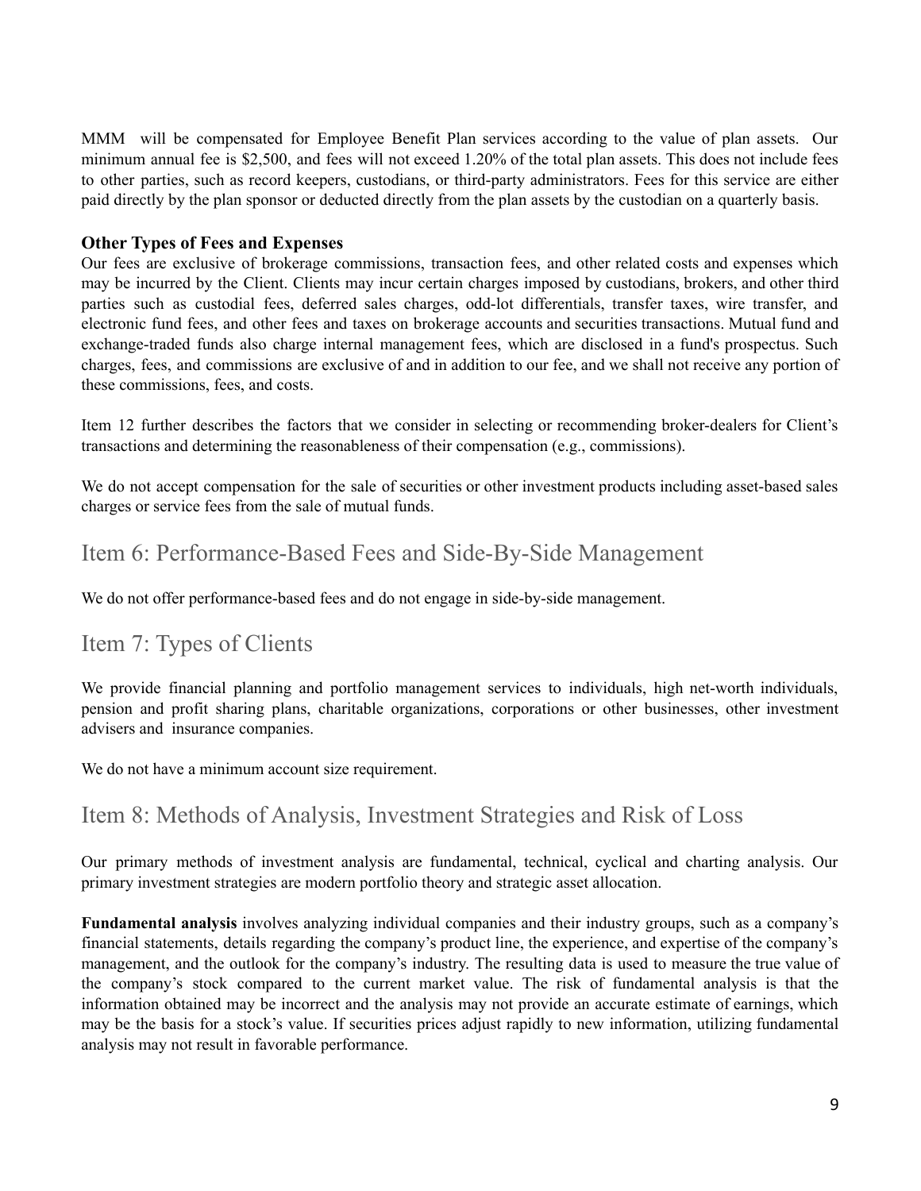MMM will be compensated for Employee Benefit Plan services according to the value of plan assets. Our minimum annual fee is $2,500, and fees will not exceed 1.20% of the total plan assets. This does not include fees to other parties, such as record keepers, custodians, or third-party administrators. Fees for this service are either paid directly by the plan sponsor or deducted directly from the plan assets by the custodian on a quarterly basis.

**Other Types of Fees and Expenses**

Our fees are exclusive of brokerage commissions, transaction fees, and other related costs and expenses which may be incurred by the Client. Clients may incur certain charges imposed by custodians, brokers, and other third parties such as custodial fees, deferred sales charges, odd-lot differentials, transfer taxes, wire transfer, and electronic fund fees, and other fees and taxes on brokerage accounts and securities transactions. Mutual fund and exchange-traded funds also charge internal management fees, which are disclosed in a fund's prospectus. Such charges, fees, and commissions are exclusive of and in addition to our fee, and we shall not receive any portion of these commissions, fees, and costs.

Item 12 further describes the factors that we consider in selecting or recommending broker-dealers for Client's transactions and determining the reasonableness of their compensation (e.g., commissions).

We do not accept compensation for the sale of securities or other investment products including asset-based sales charges or service fees from the sale of mutual funds.

## Item 6: Performance-Based Fees and Side-By-Side Management

We do not offer performance-based fees and do not engage in side-by-side management.

## Item 7: Types of Clients

We provide financial planning and portfolio management services to individuals, high net-worth individuals, pension and profit sharing plans, charitable organizations, corporations or other businesses, other investment advisers and insurance companies.

We do not have a minimum account size requirement.

## Item 8: Methods of Analysis, Investment Strategies and Risk of Loss

Our primary methods of investment analysis are fundamental, technical, cyclical and charting analysis. Our primary investment strategies are modern portfolio theory and strategic asset allocation.

**Fundamental analysis** involves analyzing individual companies and their industry groups, such as a company's financial statements, details regarding the company's product line, the experience, and expertise of the company's management, and the outlook for the company's industry. The resulting data is used to measure the true value of the company's stock compared to the current market value. The risk of fundamental analysis is that the information obtained may be incorrect and the analysis may not provide an accurate estimate of earnings, which may be the basis for a stock's value. If securities prices adjust rapidly to new information, utilizing fundamental analysis may not result in favorable performance.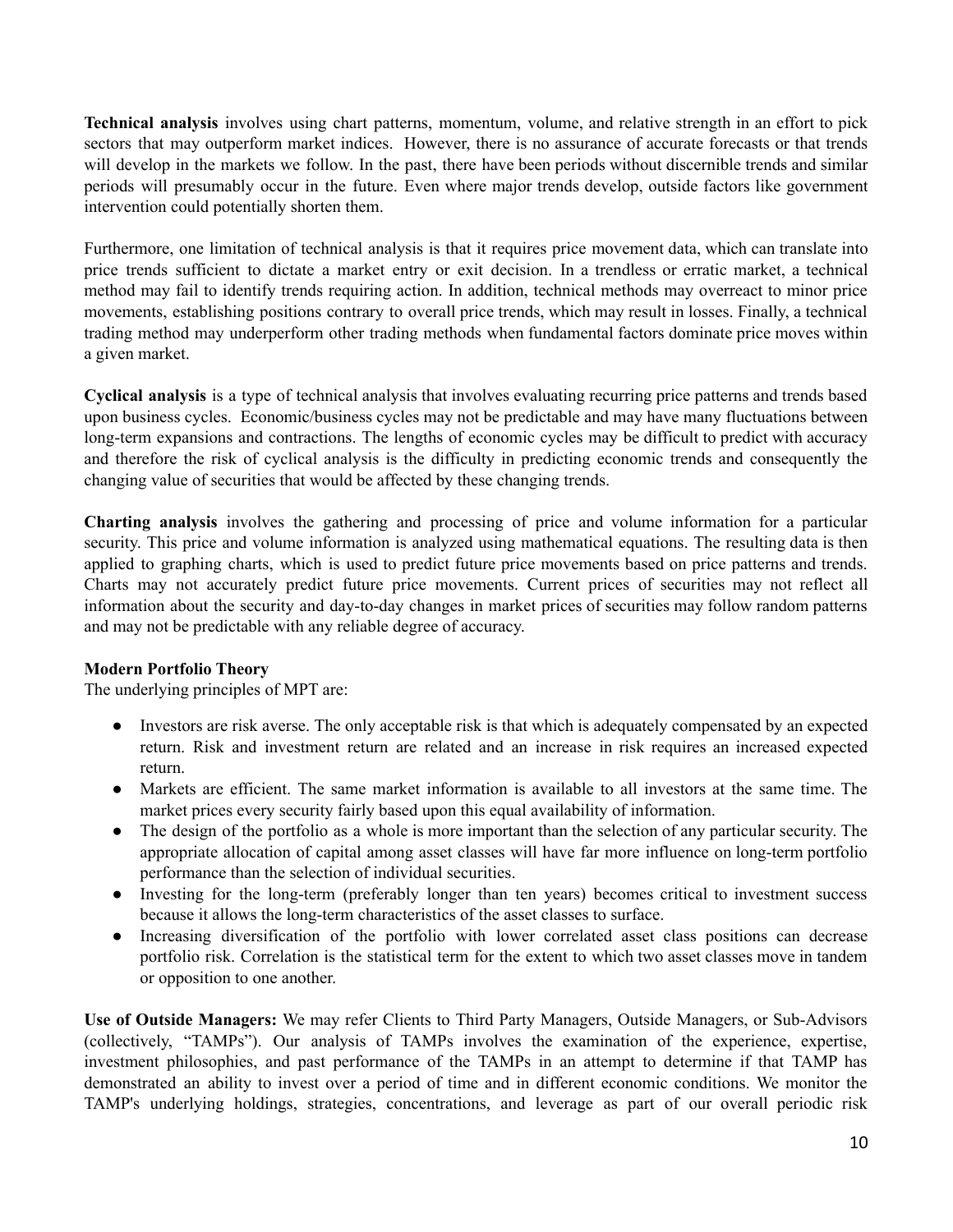**Technical analysis** involves using chart patterns, momentum, volume, and relative strength in an effort to pick sectors that may outperform market indices. However, there is no assurance of accurate forecasts or that trends will develop in the markets we follow. In the past, there have been periods without discernible trends and similar periods will presumably occur in the future. Even where major trends develop, outside factors like government intervention could potentially shorten them.

Furthermore, one limitation of technical analysis is that it requires price movement data, which can translate into price trends sufficient to dictate a market entry or exit decision. In a trendless or erratic market, a technical method may fail to identify trends requiring action. In addition, technical methods may overreact to minor price movements, establishing positions contrary to overall price trends, which may result in losses. Finally, a technical trading method may underperform other trading methods when fundamental factors dominate price moves within a given market.

**Cyclical analysis** is a type of technical analysis that involves evaluating recurring price patterns and trends based upon business cycles. Economic/business cycles may not be predictable and may have many fluctuations between long-term expansions and contractions. The lengths of economic cycles may be difficult to predict with accuracy and therefore the risk of cyclical analysis is the difficulty in predicting economic trends and consequently the changing value of securities that would be affected by these changing trends.

**Charting analysis** involves the gathering and processing of price and volume information for a particular security. This price and volume information is analyzed using mathematical equations. The resulting data is then applied to graphing charts, which is used to predict future price movements based on price patterns and trends. Charts may not accurately predict future price movements. Current prices of securities may not reflect all information about the security and day-to-day changes in market prices of securities may follow random patterns and may not be predictable with any reliable degree of accuracy.

**Modern Portfolio Theory**

The underlying principles of MPT are:

- Investors are risk averse. The only acceptable risk is that which is adequately compensated by an expected return. Risk and investment return are related and an increase in risk requires an increased expected return.
- Markets are efficient. The same market information is available to all investors at the same time. The market prices every security fairly based upon this equal availability of information.
- The design of the portfolio as a whole is more important than the selection of any particular security. The appropriate allocation of capital among asset classes will have far more influence on long-term portfolio performance than the selection of individual securities.
- Investing for the long-term (preferably longer than ten years) becomes critical to investment success because it allows the long-term characteristics of the asset classes to surface.
- Increasing diversification of the portfolio with lower correlated asset class positions can decrease portfolio risk. Correlation is the statistical term for the extent to which two asset classes move in tandem or opposition to one another.

**Use of Outside Managers:** We may refer Clients to Third Party Managers, Outside Managers, or Sub-Advisors (collectively, "TAMPs"). Our analysis of TAMPs involves the examination of the experience, expertise, investment philosophies, and past performance of the TAMPs in an attempt to determine if that TAMP has demonstrated an ability to invest over a period of time and in different economic conditions. We monitor the TAMP's underlying holdings, strategies, concentrations, and leverage as part of our overall periodic risk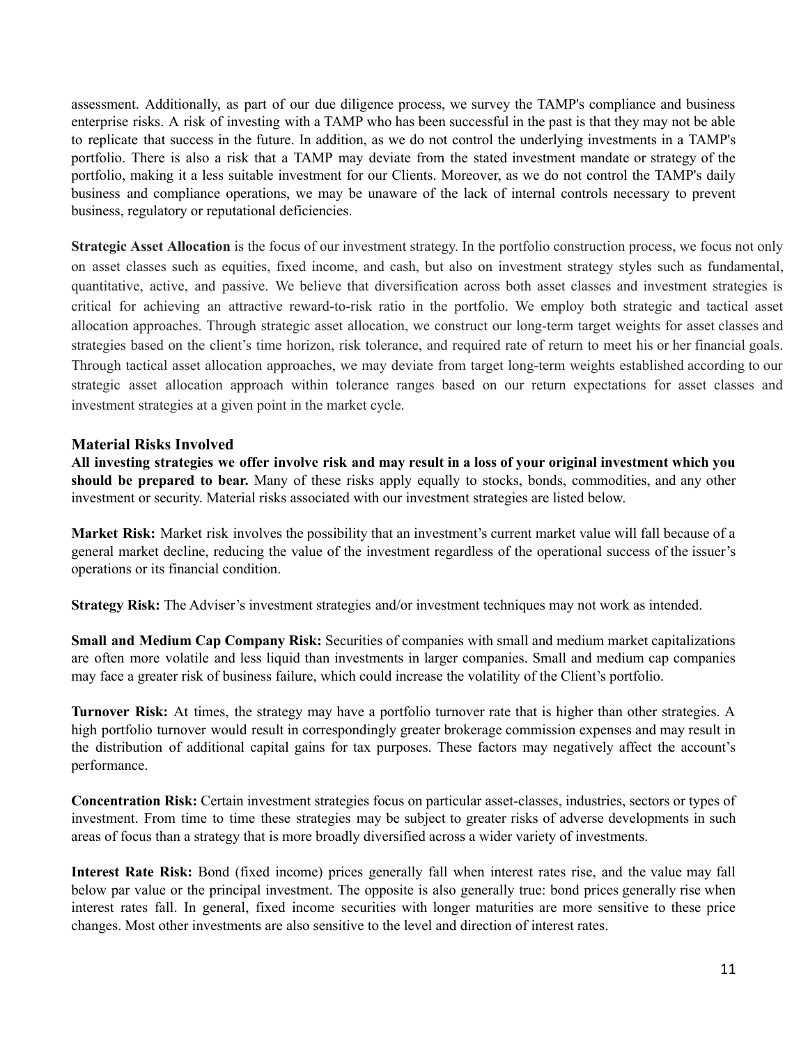assessment. Additionally, as part of our due diligence process, we survey the TAMP's compliance and business enterprise risks. A risk of investing with a TAMP who has been successful in the past is that they may not be able to replicate that success in the future. In addition, as we do not control the underlying investments in a TAMP's portfolio. There is also a risk that a TAMP may deviate from the stated investment mandate or strategy of the portfolio, making it a less suitable investment for our Clients. Moreover, as we do not control the TAMP's daily business and compliance operations, we may be unaware of the lack of internal controls necessary to prevent business, regulatory or reputational deficiencies.

**Strategic Asset Allocation** is the focus of our investment strategy. In the portfolio construction process, we focus not only on asset classes such as equities, fixed income, and cash, but also on investment strategy styles such as fundamental, quantitative, active, and passive. We believe that diversification across both asset classes and investment strategies is critical for achieving an attractive reward-to-risk ratio in the portfolio. We employ both strategic and tactical asset allocation approaches. Through strategic asset allocation, we construct our long-term target weights for asset classes and strategies based on the client's time horizon, risk tolerance, and required rate of return to meet his or her financial goals. Through tactical asset allocation approaches, we may deviate from target long-term weights established according to our strategic asset allocation approach within tolerance ranges based on our return expectations for asset classes and investment strategies at a given point in the market cycle.

### Material Risks Involved

**All investing strategies we offer involve risk and may result in a loss of your original investment which you should be prepared to bear.** Many of these risks apply equally to stocks, bonds, commodities, and any other investment or security. Material risks associated with our investment strategies are listed below.

**Market Risk:** Market risk involves the possibility that an investment's current market value will fall because of a general market decline, reducing the value of the investment regardless of the operational success of the issuer's operations or its financial condition.

**Strategy Risk:** The Adviser's investment strategies and/or investment techniques may not work as intended.

**Small and Medium Cap Company Risk:** Securities of companies with small and medium market capitalizations are often more volatile and less liquid than investments in larger companies. Small and medium cap companies may face a greater risk of business failure, which could increase the volatility of the Client's portfolio.

**Turnover Risk:** At times, the strategy may have a portfolio turnover rate that is higher than other strategies. A high portfolio turnover would result in correspondingly greater brokerage commission expenses and may result in the distribution of additional capital gains for tax purposes. These factors may negatively affect the account's performance.

**Concentration Risk:** Certain investment strategies focus on particular asset-classes, industries, sectors or types of investment. From time to time these strategies may be subject to greater risks of adverse developments in such areas of focus than a strategy that is more broadly diversified across a wider variety of investments.

**Interest Rate Risk:** Bond (fixed income) prices generally fall when interest rates rise, and the value may fall below par value or the principal investment. The opposite is also generally true: bond prices generally rise when interest rates fall. In general, fixed income securities with longer maturities are more sensitive to these price changes. Most other investments are also sensitive to the level and direction of interest rates.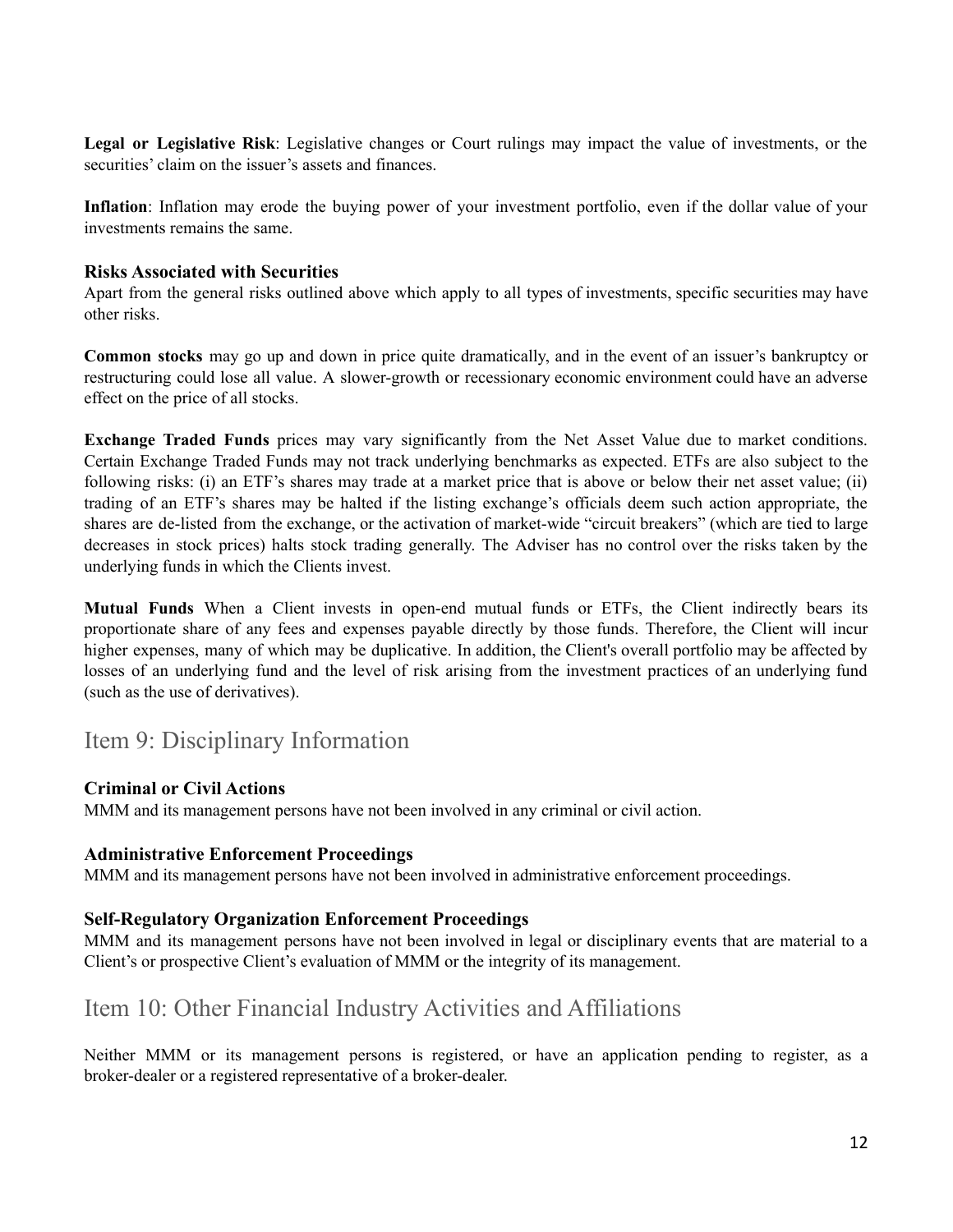**Legal or Legislative Risk**: Legislative changes or Court rulings may impact the value of investments, or the securities' claim on the issuer's assets and finances.

**Inflation**: Inflation may erode the buying power of your investment portfolio, even if the dollar value of your investments remains the same.

### Risks Associated with Securities

Apart from the general risks outlined above which apply to all types of investments, specific securities may have other risks.

**Common stocks** may go up and down in price quite dramatically, and in the event of an issuer's bankruptcy or restructuring could lose all value. A slower-growth or recessionary economic environment could have an adverse effect on the price of all stocks.

**Exchange Traded Funds** prices may vary significantly from the Net Asset Value due to market conditions. Certain Exchange Traded Funds may not track underlying benchmarks as expected. ETFs are also subject to the following risks: (i) an ETF's shares may trade at a market price that is above or below their net asset value; (ii) trading of an ETF's shares may be halted if the listing exchange's officials deem such action appropriate, the shares are de-listed from the exchange, or the activation of market-wide "circuit breakers" (which are tied to large decreases in stock prices) halts stock trading generally. The Adviser has no control over the risks taken by the underlying funds in which the Clients invest.

**Mutual Funds** When a Client invests in open-end mutual funds or ETFs, the Client indirectly bears its proportionate share of any fees and expenses payable directly by those funds. Therefore, the Client will incur higher expenses, many of which may be duplicative. In addition, the Client's overall portfolio may be affected by losses of an underlying fund and the level of risk arising from the investment practices of an underlying fund (such as the use of derivatives).

## Item 9: Disciplinary Information

### Criminal or Civil Actions

MMM and its management persons have not been involved in any criminal or civil action.

### Administrative Enforcement Proceedings

MMM and its management persons have not been involved in administrative enforcement proceedings.

### Self-Regulatory Organization Enforcement Proceedings

MMM and its management persons have not been involved in legal or disciplinary events that are material to a Client's or prospective Client's evaluation of MMM or the integrity of its management.

## Item 10: Other Financial Industry Activities and Affiliations

Neither MMM or its management persons is registered, or have an application pending to register, as a broker-dealer or a registered representative of a broker-dealer.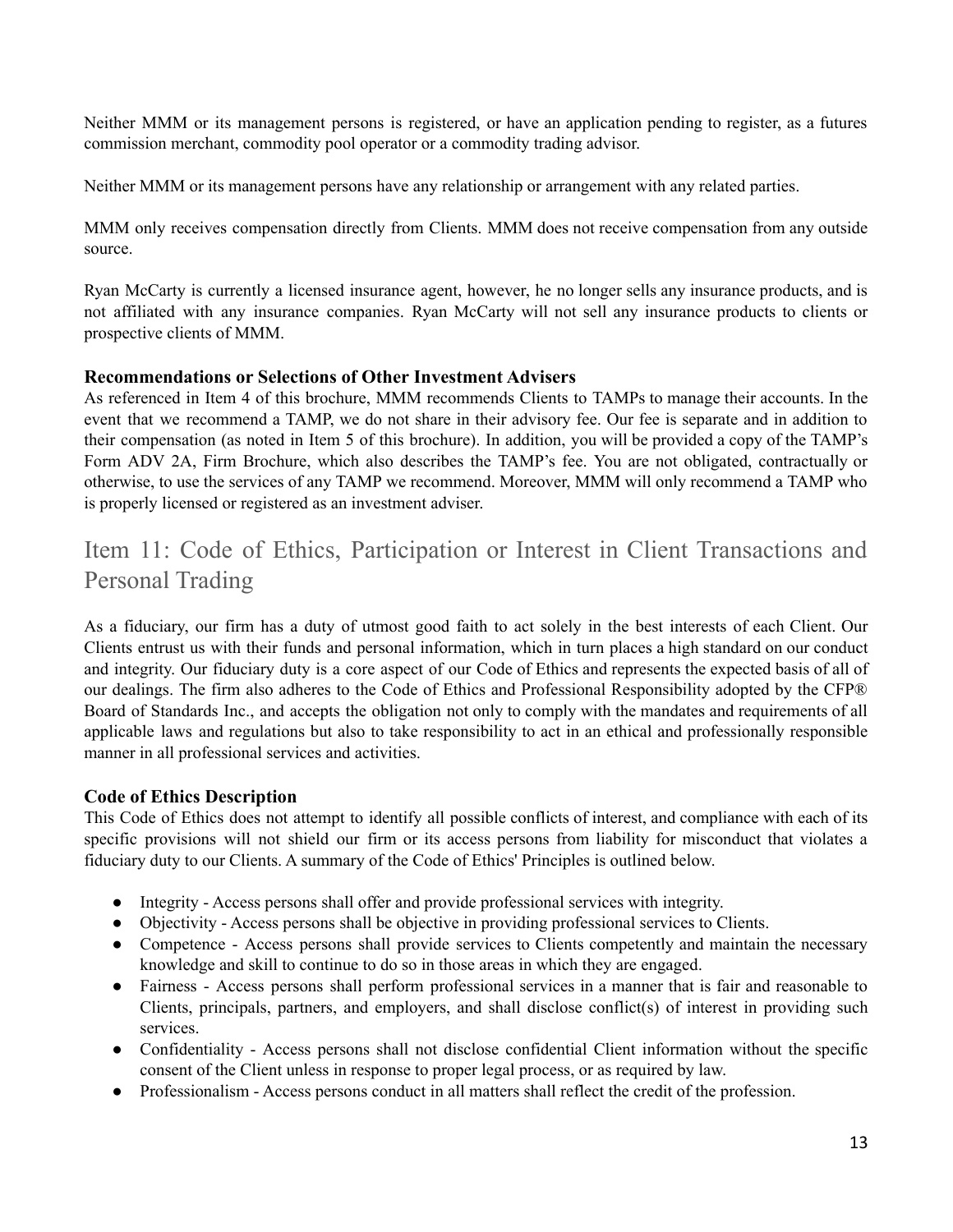Neither MMM or its management persons is registered, or have an application pending to register, as a futures commission merchant, commodity pool operator or a commodity trading advisor.

Neither MMM or its management persons have any relationship or arrangement with any related parties.

MMM only receives compensation directly from Clients. MMM does not receive compensation from any outside source.

Ryan McCarty is currently a licensed insurance agent, however, he no longer sells any insurance products, and is not affiliated with any insurance companies. Ryan McCarty will not sell any insurance products to clients or prospective clients of MMM.

### Recommendations or Selections of Other Investment Advisers

As referenced in Item 4 of this brochure, MMM recommends Clients to TAMPs to manage their accounts. In the event that we recommend a TAMP, we do not share in their advisory fee. Our fee is separate and in addition to their compensation (as noted in Item 5 of this brochure). In addition, you will be provided a copy of the TAMP's Form ADV 2A, Firm Brochure, which also describes the TAMP's fee. You are not obligated, contractually or otherwise, to use the services of any TAMP we recommend. Moreover, MMM will only recommend a TAMP who is properly licensed or registered as an investment adviser.

## Item 11: Code of Ethics, Participation or Interest in Client Transactions and Personal Trading

As a fiduciary, our firm has a duty of utmost good faith to act solely in the best interests of each Client. Our Clients entrust us with their funds and personal information, which in turn places a high standard on our conduct and integrity. Our fiduciary duty is a core aspect of our Code of Ethics and represents the expected basis of all of our dealings. The firm also adheres to the Code of Ethics and Professional Responsibility adopted by the CFP® Board of Standards Inc., and accepts the obligation not only to comply with the mandates and requirements of all applicable laws and regulations but also to take responsibility to act in an ethical and professionally responsible manner in all professional services and activities.

### Code of Ethics Description

This Code of Ethics does not attempt to identify all possible conflicts of interest, and compliance with each of its specific provisions will not shield our firm or its access persons from liability for misconduct that violates a fiduciary duty to our Clients. A summary of the Code of Ethics' Principles is outlined below.

- Integrity - Access persons shall offer and provide professional services with integrity.
- Objectivity - Access persons shall be objective in providing professional services to Clients.
- Competence - Access persons shall provide services to Clients competently and maintain the necessary knowledge and skill to continue to do so in those areas in which they are engaged.
- Fairness - Access persons shall perform professional services in a manner that is fair and reasonable to Clients, principals, partners, and employers, and shall disclose conflict(s) of interest in providing such services.
- Confidentiality - Access persons shall not disclose confidential Client information without the specific consent of the Client unless in response to proper legal process, or as required by law.
- Professionalism - Access persons conduct in all matters shall reflect the credit of the profession.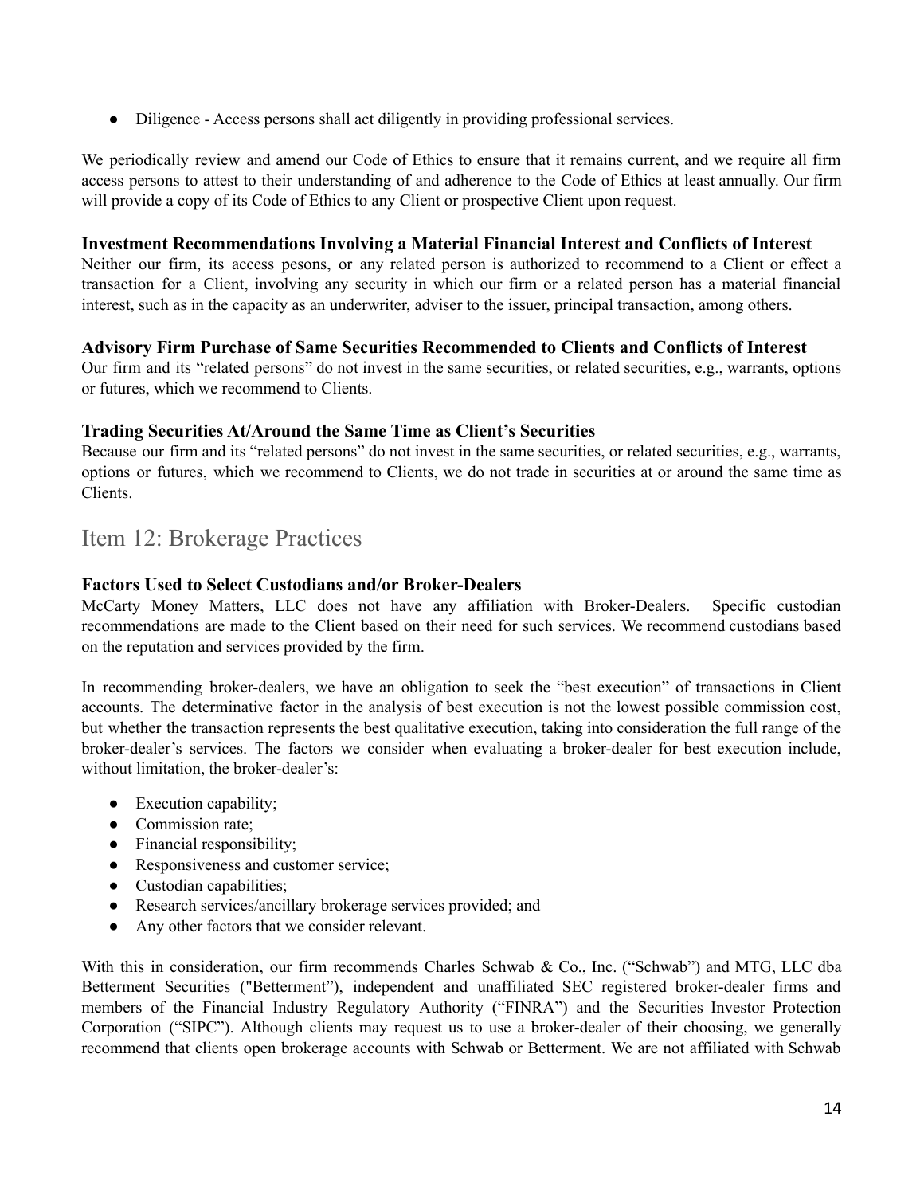- Diligence - Access persons shall act diligently in providing professional services.

We periodically review and amend our Code of Ethics to ensure that it remains current, and we require all firm access persons to attest to their understanding of and adherence to the Code of Ethics at least annually. Our firm will provide a copy of its Code of Ethics to any Client or prospective Client upon request.

**Investment Recommendations Involving a Material Financial Interest and Conflicts of Interest**

Neither our firm, its access pesons, or any related person is authorized to recommend to a Client or effect a transaction for a Client, involving any security in which our firm or a related person has a material financial interest, such as in the capacity as an underwriter, adviser to the issuer, principal transaction, among others.

**Advisory Firm Purchase of Same Securities Recommended to Clients and Conflicts of Interest**

Our firm and its "related persons" do not invest in the same securities, or related securities, e.g., warrants, options or futures, which we recommend to Clients.

**Trading Securities At/Around the Same Time as Client's Securities**

Because our firm and its "related persons" do not invest in the same securities, or related securities, e.g., warrants, options or futures, which we recommend to Clients, we do not trade in securities at or around the same time as Clients.

## Item 12: Brokerage Practices

**Factors Used to Select Custodians and/or Broker-Dealers**

McCarty Money Matters, LLC does not have any affiliation with Broker-Dealers. Specific custodian recommendations are made to the Client based on their need for such services. We recommend custodians based on the reputation and services provided by the firm.

In recommending broker-dealers, we have an obligation to seek the "best execution" of transactions in Client accounts. The determinative factor in the analysis of best execution is not the lowest possible commission cost, but whether the transaction represents the best qualitative execution, taking into consideration the full range of the broker-dealer's services. The factors we consider when evaluating a broker-dealer for best execution include, without limitation, the broker-dealer's:

- Execution capability;
- Commission rate;
- Financial responsibility;
- Responsiveness and customer service;
- Custodian capabilities;
- Research services/ancillary brokerage services provided; and
- Any other factors that we consider relevant.

With this in consideration, our firm recommends Charles Schwab & Co., Inc. ("Schwab") and MTG, LLC dba Betterment Securities ("Betterment"), independent and unaffiliated SEC registered broker-dealer firms and members of the Financial Industry Regulatory Authority ("FINRA") and the Securities Investor Protection Corporation ("SIPC"). Although clients may request us to use a broker-dealer of their choosing, we generally recommend that clients open brokerage accounts with Schwab or Betterment. We are not affiliated with Schwab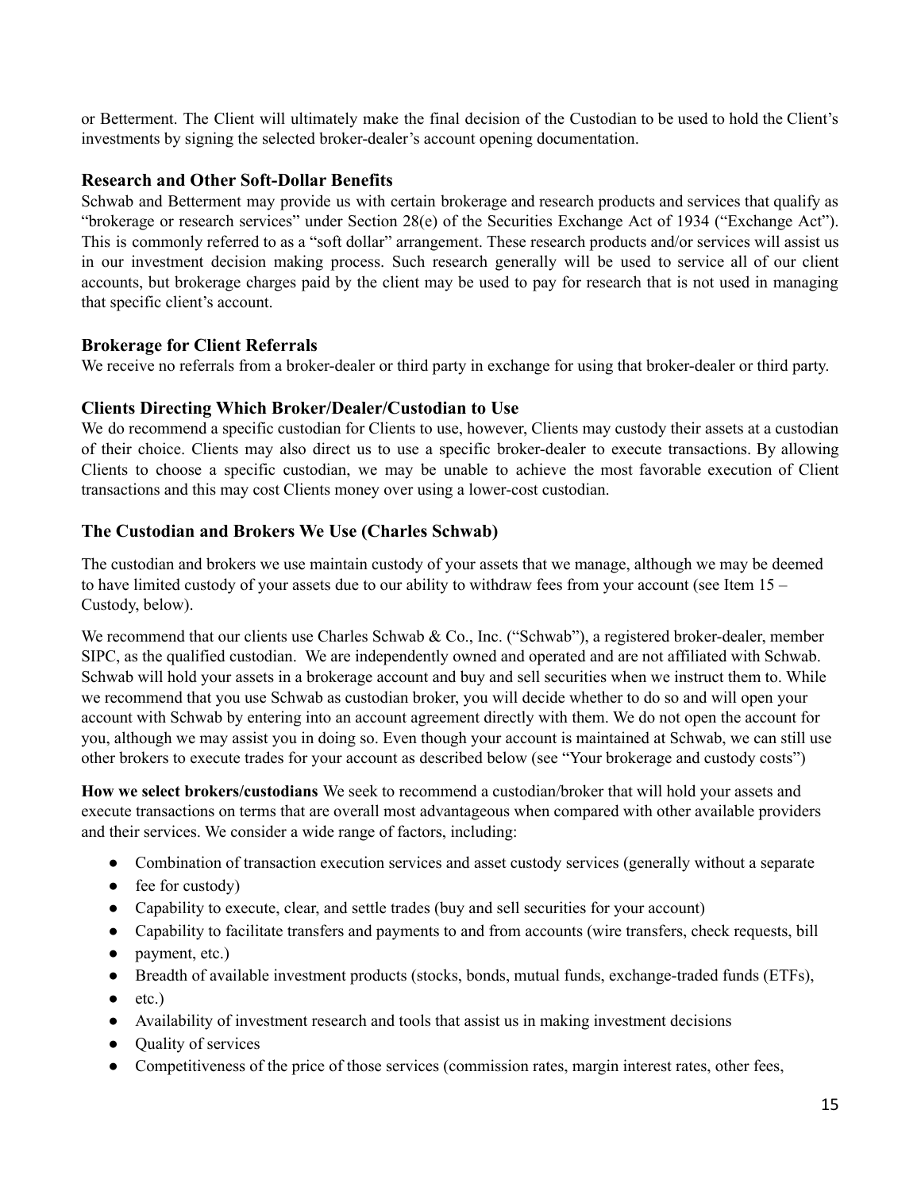or Betterment. The Client will ultimately make the final decision of the Custodian to be used to hold the Client's investments by signing the selected broker-dealer's account opening documentation.

### Research and Other Soft-Dollar Benefits

Schwab and Betterment may provide us with certain brokerage and research products and services that qualify as "brokerage or research services" under Section 28(e) of the Securities Exchange Act of 1934 ("Exchange Act"). This is commonly referred to as a "soft dollar" arrangement. These research products and/or services will assist us in our investment decision making process. Such research generally will be used to service all of our client accounts, but brokerage charges paid by the client may be used to pay for research that is not used in managing that specific client's account.

### Brokerage for Client Referrals

We receive no referrals from a broker-dealer or third party in exchange for using that broker-dealer or third party.

### Clients Directing Which Broker/Dealer/Custodian to Use

We do recommend a specific custodian for Clients to use, however, Clients may custody their assets at a custodian of their choice. Clients may also direct us to use a specific broker-dealer to execute transactions. By allowing Clients to choose a specific custodian, we may be unable to achieve the most favorable execution of Client transactions and this may cost Clients money over using a lower-cost custodian.

### The Custodian and Brokers We Use (Charles Schwab)

The custodian and brokers we use maintain custody of your assets that we manage, although we may be deemed to have limited custody of your assets due to our ability to withdraw fees from your account (see Item 15 – Custody, below).

We recommend that our clients use Charles Schwab & Co., Inc. ("Schwab"), a registered broker-dealer, member SIPC, as the qualified custodian. We are independently owned and operated and are not affiliated with Schwab. Schwab will hold your assets in a brokerage account and buy and sell securities when we instruct them to. While we recommend that you use Schwab as custodian broker, you will decide whether to do so and will open your account with Schwab by entering into an account agreement directly with them. We do not open the account for you, although we may assist you in doing so. Even though your account is maintained at Schwab, we can still use other brokers to execute trades for your account as described below (see "Your brokerage and custody costs")

**How we select brokers/custodians** We seek to recommend a custodian/broker that will hold your assets and execute transactions on terms that are overall most advantageous when compared with other available providers and their services. We consider a wide range of factors, including:

- Combination of transaction execution services and asset custody services (generally without a separate
- fee for custody)
- Capability to execute, clear, and settle trades (buy and sell securities for your account)
- Capability to facilitate transfers and payments to and from accounts (wire transfers, check requests, bill
- payment, etc.)
- Breadth of available investment products (stocks, bonds, mutual funds, exchange-traded funds (ETFs),
- etc.)
- Availability of investment research and tools that assist us in making investment decisions
- Quality of services
- Competitiveness of the price of those services (commission rates, margin interest rates, other fees,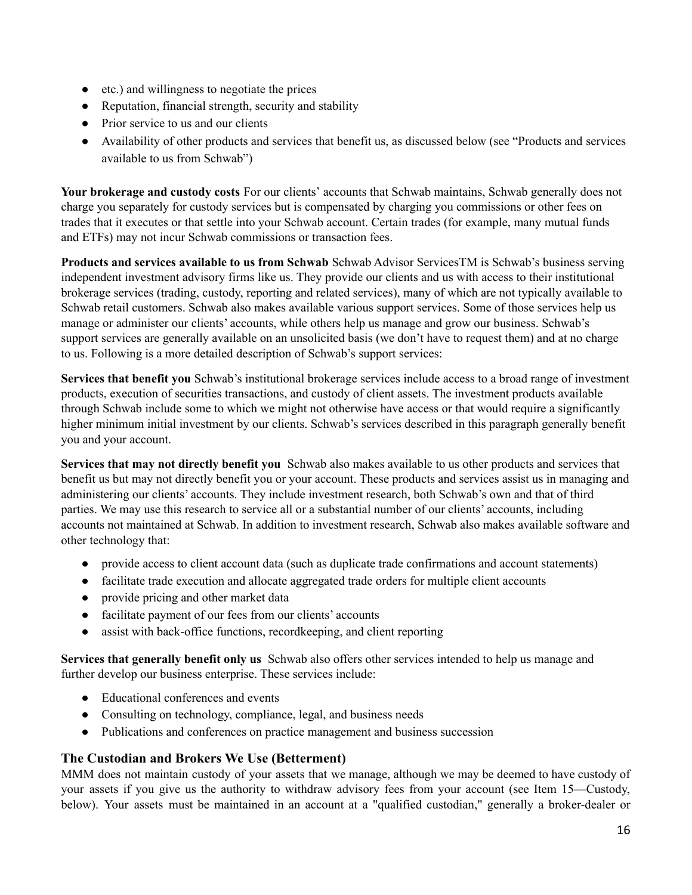- etc.) and willingness to negotiate the prices
- Reputation, financial strength, security and stability
- Prior service to us and our clients
- Availability of other products and services that benefit us, as discussed below (see "Products and services available to us from Schwab")

**Your brokerage and custody costs** For our clients' accounts that Schwab maintains, Schwab generally does not charge you separately for custody services but is compensated by charging you commissions or other fees on trades that it executes or that settle into your Schwab account. Certain trades (for example, many mutual funds and ETFs) may not incur Schwab commissions or transaction fees.

**Products and services available to us from Schwab** Schwab Advisor ServicesTM is Schwab's business serving independent investment advisory firms like us. They provide our clients and us with access to their institutional brokerage services (trading, custody, reporting and related services), many of which are not typically available to Schwab retail customers. Schwab also makes available various support services. Some of those services help us manage or administer our clients' accounts, while others help us manage and grow our business. Schwab's support services are generally available on an unsolicited basis (we don't have to request them) and at no charge to us. Following is a more detailed description of Schwab's support services:

**Services that benefit you** Schwab's institutional brokerage services include access to a broad range of investment products, execution of securities transactions, and custody of client assets. The investment products available through Schwab include some to which we might not otherwise have access or that would require a significantly higher minimum initial investment by our clients. Schwab's services described in this paragraph generally benefit you and your account.

**Services that may not directly benefit you** Schwab also makes available to us other products and services that benefit us but may not directly benefit you or your account. These products and services assist us in managing and administering our clients' accounts. They include investment research, both Schwab's own and that of third parties. We may use this research to service all or a substantial number of our clients' accounts, including accounts not maintained at Schwab. In addition to investment research, Schwab also makes available software and other technology that:

- provide access to client account data (such as duplicate trade confirmations and account statements)
- facilitate trade execution and allocate aggregated trade orders for multiple client accounts
- provide pricing and other market data
- facilitate payment of our fees from our clients' accounts
- assist with back-office functions, recordkeeping, and client reporting

**Services that generally benefit only us** Schwab also offers other services intended to help us manage and further develop our business enterprise. These services include:

- Educational conferences and events
- Consulting on technology, compliance, legal, and business needs
- Publications and conferences on practice management and business succession

### The Custodian and Brokers We Use (Betterment)

MMM does not maintain custody of your assets that we manage, although we may be deemed to have custody of your assets if you give us the authority to withdraw advisory fees from your account (see Item 15—Custody, below). Your assets must be maintained in an account at a "qualified custodian," generally a broker-dealer or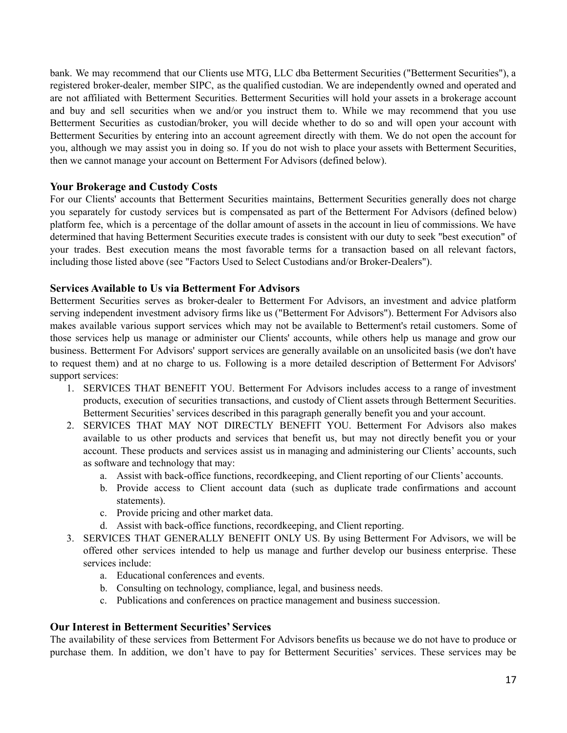bank. We may recommend that our Clients use MTG, LLC dba Betterment Securities ("Betterment Securities"), a registered broker-dealer, member SIPC, as the qualified custodian. We are independently owned and operated and are not affiliated with Betterment Securities. Betterment Securities will hold your assets in a brokerage account and buy and sell securities when we and/or you instruct them to. While we may recommend that you use Betterment Securities as custodian/broker, you will decide whether to do so and will open your account with Betterment Securities by entering into an account agreement directly with them. We do not open the account for you, although we may assist you in doing so. If you do not wish to place your assets with Betterment Securities, then we cannot manage your account on Betterment For Advisors (defined below).

### Your Brokerage and Custody Costs

For our Clients' accounts that Betterment Securities maintains, Betterment Securities generally does not charge you separately for custody services but is compensated as part of the Betterment For Advisors (defined below) platform fee, which is a percentage of the dollar amount of assets in the account in lieu of commissions. We have determined that having Betterment Securities execute trades is consistent with our duty to seek "best execution" of your trades. Best execution means the most favorable terms for a transaction based on all relevant factors, including those listed above (see "Factors Used to Select Custodians and/or Broker-Dealers").

### Services Available to Us via Betterment For Advisors

Betterment Securities serves as broker-dealer to Betterment For Advisors, an investment and advice platform serving independent investment advisory firms like us ("Betterment For Advisors"). Betterment For Advisors also makes available various support services which may not be available to Betterment's retail customers. Some of those services help us manage or administer our Clients' accounts, while others help us manage and grow our business. Betterment For Advisors' support services are generally available on an unsolicited basis (we don't have to request them) and at no charge to us. Following is a more detailed description of Betterment For Advisors' support services:

1. SERVICES THAT BENEFIT YOU. Betterment For Advisors includes access to a range of investment products, execution of securities transactions, and custody of Client assets through Betterment Securities. Betterment Securities' services described in this paragraph generally benefit you and your account.
2. SERVICES THAT MAY NOT DIRECTLY BENEFIT YOU. Betterment For Advisors also makes available to us other products and services that benefit us, but may not directly benefit you or your account. These products and services assist us in managing and administering our Clients' accounts, such as software and technology that may:
   a. Assist with back-office functions, recordkeeping, and Client reporting of our Clients' accounts.
   b. Provide access to Client account data (such as duplicate trade confirmations and account statements).
   c. Provide pricing and other market data.
   d. Assist with back-office functions, recordkeeping, and Client reporting.
3. SERVICES THAT GENERALLY BENEFIT ONLY US. By using Betterment For Advisors, we will be offered other services intended to help us manage and further develop our business enterprise. These services include:
   a. Educational conferences and events.
   b. Consulting on technology, compliance, legal, and business needs.
   c. Publications and conferences on practice management and business succession.

### Our Interest in Betterment Securities' Services

The availability of these services from Betterment For Advisors benefits us because we do not have to produce or purchase them. In addition, we don't have to pay for Betterment Securities' services. These services may be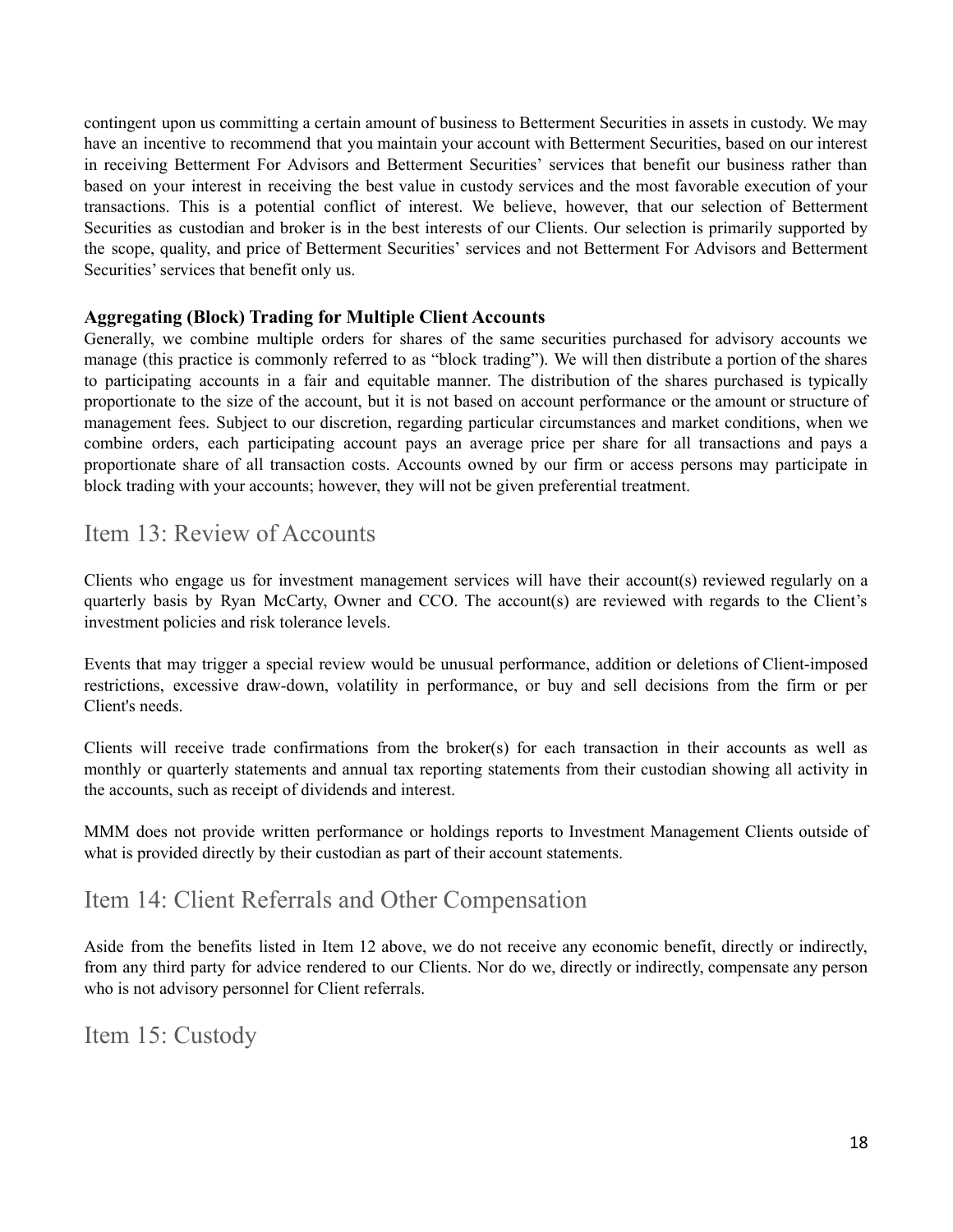contingent upon us committing a certain amount of business to Betterment Securities in assets in custody. We may have an incentive to recommend that you maintain your account with Betterment Securities, based on our interest in receiving Betterment For Advisors and Betterment Securities' services that benefit our business rather than based on your interest in receiving the best value in custody services and the most favorable execution of your transactions. This is a potential conflict of interest. We believe, however, that our selection of Betterment Securities as custodian and broker is in the best interests of our Clients. Our selection is primarily supported by the scope, quality, and price of Betterment Securities' services and not Betterment For Advisors and Betterment Securities' services that benefit only us.

**Aggregating (Block) Trading for Multiple Client Accounts**

Generally, we combine multiple orders for shares of the same securities purchased for advisory accounts we manage (this practice is commonly referred to as "block trading"). We will then distribute a portion of the shares to participating accounts in a fair and equitable manner. The distribution of the shares purchased is typically proportionate to the size of the account, but it is not based on account performance or the amount or structure of management fees. Subject to our discretion, regarding particular circumstances and market conditions, when we combine orders, each participating account pays an average price per share for all transactions and pays a proportionate share of all transaction costs. Accounts owned by our firm or access persons may participate in block trading with your accounts; however, they will not be given preferential treatment.

## Item 13: Review of Accounts

Clients who engage us for investment management services will have their account(s) reviewed regularly on a quarterly basis by Ryan McCarty, Owner and CCO. The account(s) are reviewed with regards to the Client's investment policies and risk tolerance levels.

Events that may trigger a special review would be unusual performance, addition or deletions of Client-imposed restrictions, excessive draw-down, volatility in performance, or buy and sell decisions from the firm or per Client's needs.

Clients will receive trade confirmations from the broker(s) for each transaction in their accounts as well as monthly or quarterly statements and annual tax reporting statements from their custodian showing all activity in the accounts, such as receipt of dividends and interest.

MMM does not provide written performance or holdings reports to Investment Management Clients outside of what is provided directly by their custodian as part of their account statements.

## Item 14: Client Referrals and Other Compensation

Aside from the benefits listed in Item 12 above, we do not receive any economic benefit, directly or indirectly, from any third party for advice rendered to our Clients. Nor do we, directly or indirectly, compensate any person who is not advisory personnel for Client referrals.

## Item 15: Custody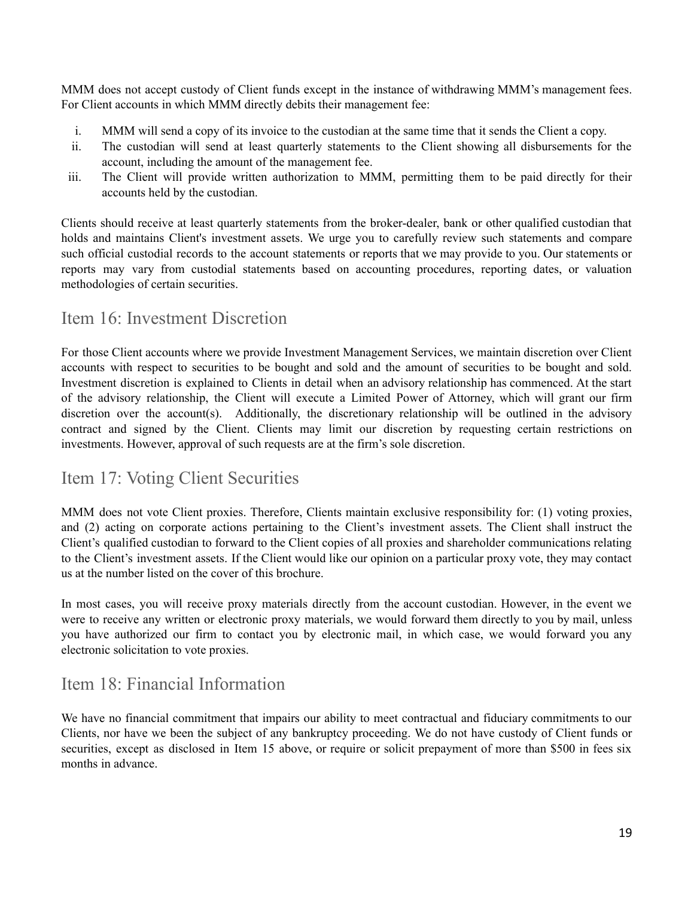MMM does not accept custody of Client funds except in the instance of withdrawing MMM's management fees. For Client accounts in which MMM directly debits their management fee:

i. MMM will send a copy of its invoice to the custodian at the same time that it sends the Client a copy.
ii. The custodian will send at least quarterly statements to the Client showing all disbursements for the account, including the amount of the management fee.
iii. The Client will provide written authorization to MMM, permitting them to be paid directly for their accounts held by the custodian.

Clients should receive at least quarterly statements from the broker-dealer, bank or other qualified custodian that holds and maintains Client's investment assets. We urge you to carefully review such statements and compare such official custodial records to the account statements or reports that we may provide to you. Our statements or reports may vary from custodial statements based on accounting procedures, reporting dates, or valuation methodologies of certain securities.

## Item 16: Investment Discretion

For those Client accounts where we provide Investment Management Services, we maintain discretion over Client accounts with respect to securities to be bought and sold and the amount of securities to be bought and sold. Investment discretion is explained to Clients in detail when an advisory relationship has commenced. At the start of the advisory relationship, the Client will execute a Limited Power of Attorney, which will grant our firm discretion over the account(s). Additionally, the discretionary relationship will be outlined in the advisory contract and signed by the Client. Clients may limit our discretion by requesting certain restrictions on investments. However, approval of such requests are at the firm's sole discretion.

## Item 17: Voting Client Securities

MMM does not vote Client proxies. Therefore, Clients maintain exclusive responsibility for: (1) voting proxies, and (2) acting on corporate actions pertaining to the Client's investment assets. The Client shall instruct the Client's qualified custodian to forward to the Client copies of all proxies and shareholder communications relating to the Client's investment assets. If the Client would like our opinion on a particular proxy vote, they may contact us at the number listed on the cover of this brochure.

In most cases, you will receive proxy materials directly from the account custodian. However, in the event we were to receive any written or electronic proxy materials, we would forward them directly to you by mail, unless you have authorized our firm to contact you by electronic mail, in which case, we would forward you any electronic solicitation to vote proxies.

## Item 18: Financial Information

We have no financial commitment that impairs our ability to meet contractual and fiduciary commitments to our Clients, nor have we been the subject of any bankruptcy proceeding. We do not have custody of Client funds or securities, except as disclosed in Item 15 above, or require or solicit prepayment of more than $500 in fees six months in advance.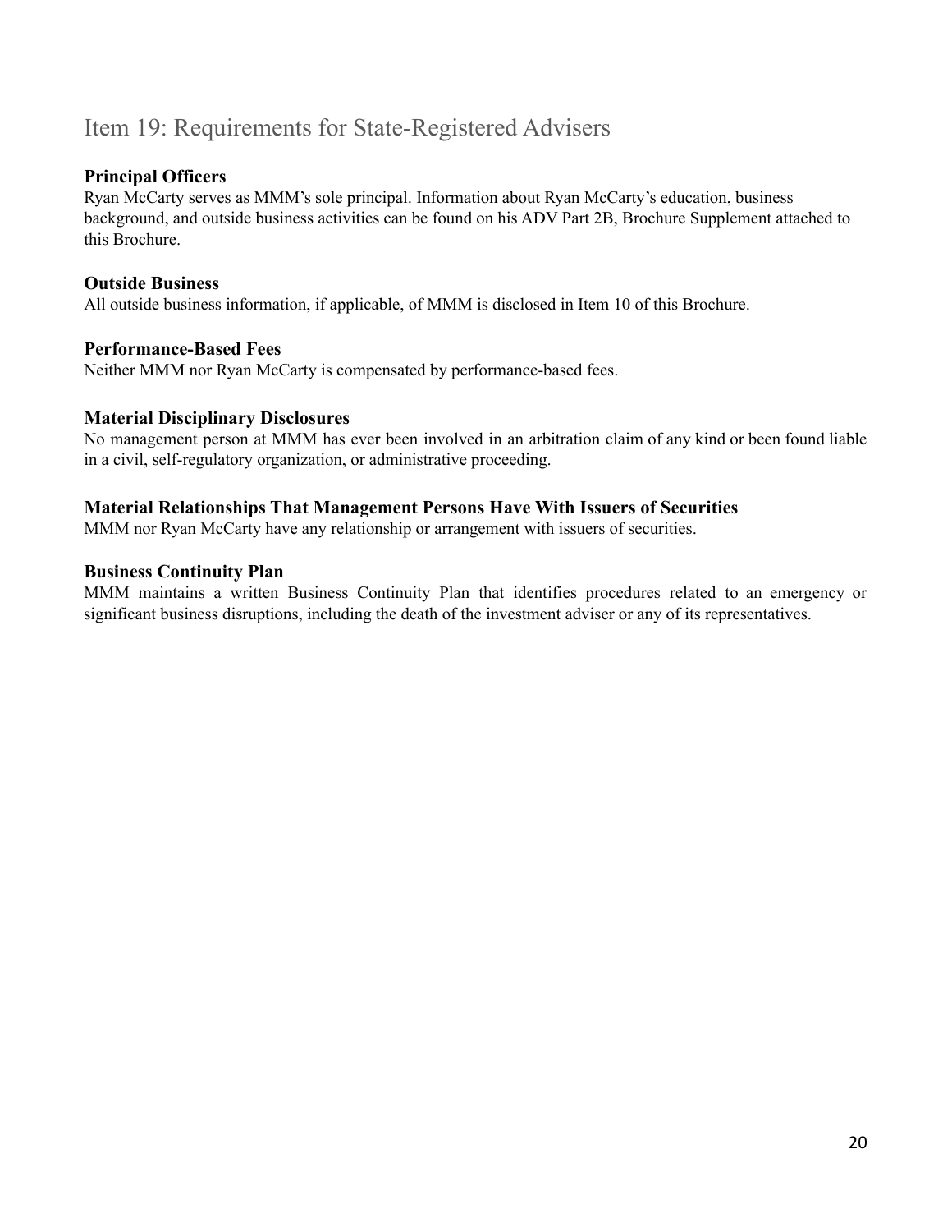# Item 19: Requirements for State-Registered Advisers

### Principal Officers

Ryan McCarty serves as MMM's sole principal. Information about Ryan McCarty's education, business background, and outside business activities can be found on his ADV Part 2B, Brochure Supplement attached to this Brochure.

### Outside Business

All outside business information, if applicable, of MMM is disclosed in Item 10 of this Brochure.

### Performance-Based Fees

Neither MMM nor Ryan McCarty is compensated by performance-based fees.

### Material Disciplinary Disclosures

No management person at MMM has ever been involved in an arbitration claim of any kind or been found liable in a civil, self-regulatory organization, or administrative proceeding.

### Material Relationships That Management Persons Have With Issuers of Securities

MMM nor Ryan McCarty have any relationship or arrangement with issuers of securities.

### Business Continuity Plan

MMM maintains a written Business Continuity Plan that identifies procedures related to an emergency or significant business disruptions, including the death of the investment adviser or any of its representatives.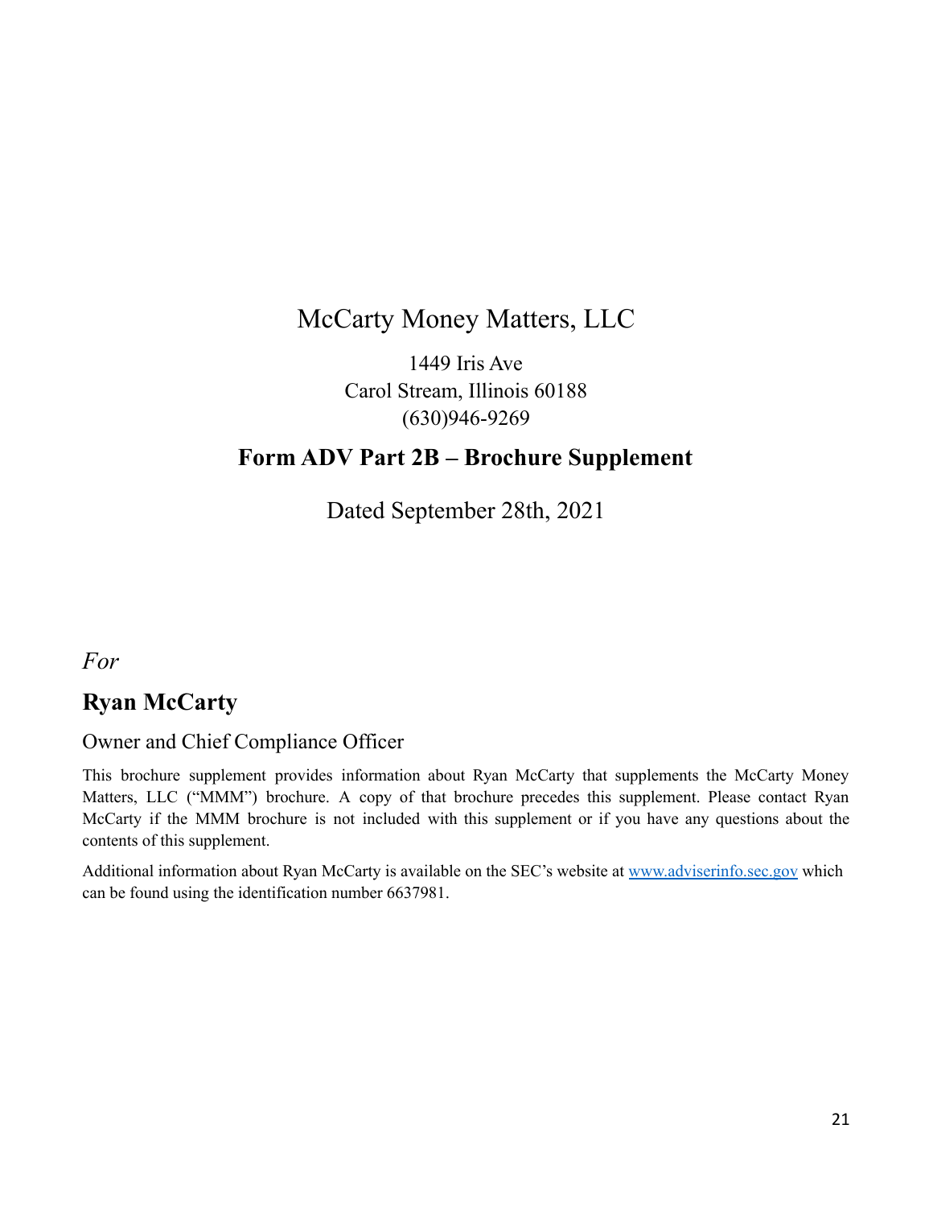# McCarty Money Matters, LLC

1449 Iris Ave
Carol Stream, Illinois 60188
(630)946-9269

## Form ADV Part 2B – Brochure Supplement

Dated September 28th, 2021

*For*

## Ryan McCarty

Owner and Chief Compliance Officer

This brochure supplement provides information about Ryan McCarty that supplements the McCarty Money Matters, LLC ("MMM") brochure. A copy of that brochure precedes this supplement. Please contact Ryan McCarty if the MMM brochure is not included with this supplement or if you have any questions about the contents of this supplement.

Additional information about Ryan McCarty is available on the SEC's website at [www.adviserinfo.sec.gov](http://www.adviserinfo.sec.gov) which can be found using the identification number 6637981.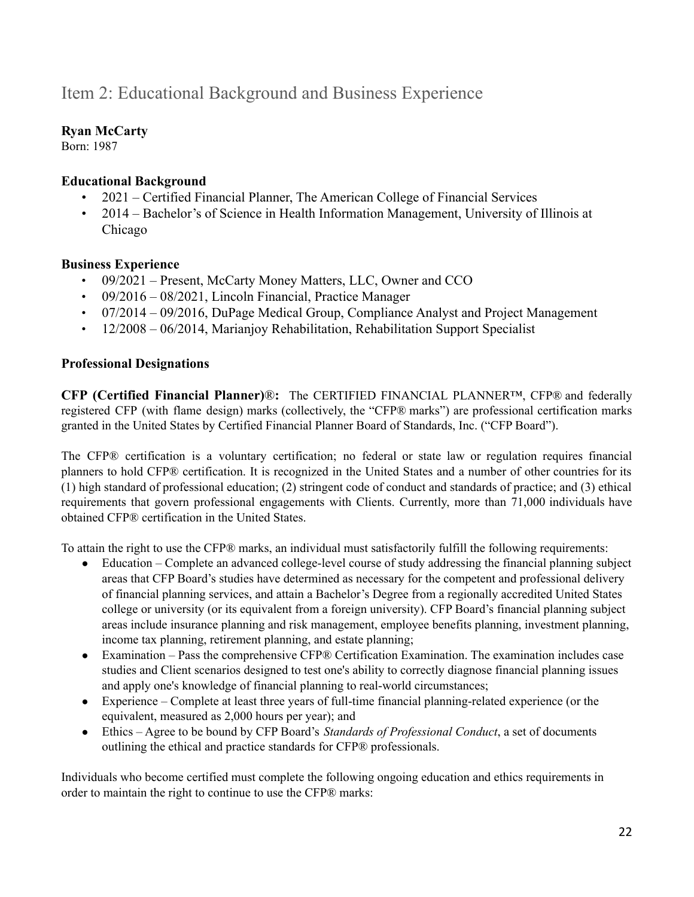# Item 2: Educational Background and Business Experience

**Ryan McCarty**
Born: 1987

### Educational Background

- 2021 – Certified Financial Planner, The American College of Financial Services
- 2014 – Bachelor's of Science in Health Information Management, University of Illinois at Chicago

### Business Experience

- 09/2021 – Present, McCarty Money Matters, LLC, Owner and CCO
- 09/2016 – 08/2021, Lincoln Financial, Practice Manager
- 07/2014 – 09/2016, DuPage Medical Group, Compliance Analyst and Project Management
- 12/2008 – 06/2014, Marianjoy Rehabilitation, Rehabilitation Support Specialist

### Professional Designations

**CFP (Certified Financial Planner)®:** The CERTIFIED FINANCIAL PLANNER™, CFP® and federally registered CFP (with flame design) marks (collectively, the "CFP® marks") are professional certification marks granted in the United States by Certified Financial Planner Board of Standards, Inc. ("CFP Board").

The CFP® certification is a voluntary certification; no federal or state law or regulation requires financial planners to hold CFP® certification. It is recognized in the United States and a number of other countries for its (1) high standard of professional education; (2) stringent code of conduct and standards of practice; and (3) ethical requirements that govern professional engagements with Clients. Currently, more than 71,000 individuals have obtained CFP® certification in the United States.

To attain the right to use the CFP® marks, an individual must satisfactorily fulfill the following requirements:

- Education – Complete an advanced college-level course of study addressing the financial planning subject areas that CFP Board's studies have determined as necessary for the competent and professional delivery of financial planning services, and attain a Bachelor's Degree from a regionally accredited United States college or university (or its equivalent from a foreign university). CFP Board's financial planning subject areas include insurance planning and risk management, employee benefits planning, investment planning, income tax planning, retirement planning, and estate planning;
- Examination – Pass the comprehensive CFP® Certification Examination. The examination includes case studies and Client scenarios designed to test one's ability to correctly diagnose financial planning issues and apply one's knowledge of financial planning to real-world circumstances;
- Experience – Complete at least three years of full-time financial planning-related experience (or the equivalent, measured as 2,000 hours per year); and
- Ethics – Agree to be bound by CFP Board's *Standards of Professional Conduct*, a set of documents outlining the ethical and practice standards for CFP® professionals.

Individuals who become certified must complete the following ongoing education and ethics requirements in order to maintain the right to continue to use the CFP® marks: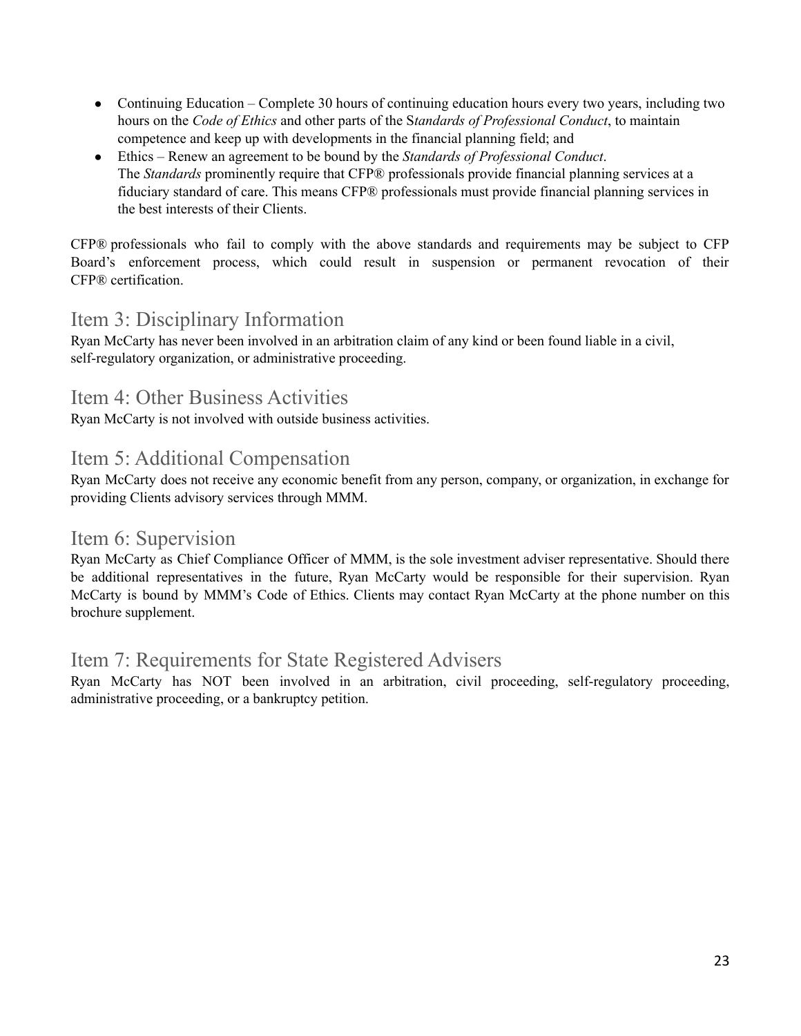- Continuing Education – Complete 30 hours of continuing education hours every two years, including two hours on the *Code of Ethics* and other parts of the S*tandards of Professional Conduct*, to maintain competence and keep up with developments in the financial planning field; and
- Ethics – Renew an agreement to be bound by the *Standards of Professional Conduct*. The *Standards* prominently require that CFP® professionals provide financial planning services at a fiduciary standard of care. This means CFP® professionals must provide financial planning services in the best interests of their Clients.

CFP® professionals who fail to comply with the above standards and requirements may be subject to CFP Board's enforcement process, which could result in suspension or permanent revocation of their CFP® certification.

## Item 3: Disciplinary Information

Ryan McCarty has never been involved in an arbitration claim of any kind or been found liable in a civil, self-regulatory organization, or administrative proceeding.

## Item 4: Other Business Activities

Ryan McCarty is not involved with outside business activities.

## Item 5: Additional Compensation

Ryan McCarty does not receive any economic benefit from any person, company, or organization, in exchange for providing Clients advisory services through MMM.

## Item 6: Supervision

Ryan McCarty as Chief Compliance Officer of MMM, is the sole investment adviser representative. Should there be additional representatives in the future, Ryan McCarty would be responsible for their supervision. Ryan McCarty is bound by MMM's Code of Ethics. Clients may contact Ryan McCarty at the phone number on this brochure supplement.

## Item 7: Requirements for State Registered Advisers

Ryan McCarty has NOT been involved in an arbitration, civil proceeding, self-regulatory proceeding, administrative proceeding, or a bankruptcy petition.